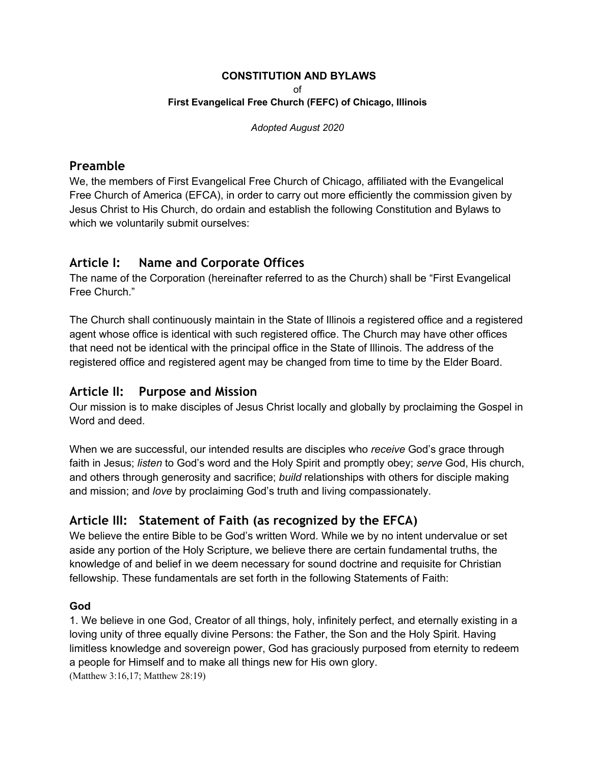**CONSTITUTION AND BYLAWS**

of

**First Evangelical Free Church (FEFC) of Chicago, Illinois**

*Adopted August 2020*

## Preamble

We, the members of First Evangelical Free Church of Chicago, affiliated with the Evangelical Free Church of America (EFCA), in order to carry out more efficiently the commission given by Jesus Christ to His Church, do ordain and establish the following Constitution and Bylaws to which we voluntarily submit ourselves:

## Article I: Name and Corporate Offices

The name of the Corporation (hereinafter referred to as the Church) shall be "First Evangelical Free Church."

The Church shall continuously maintain in the State of Illinois a registered office and a registered agent whose office is identical with such registered office. The Church may have other offices that need not be identical with the principal office in the State of Illinois. The address of the registered office and registered agent may be changed from time to time by the Elder Board.

## Article II: Purpose and Mission

Our mission is to make disciples of Jesus Christ locally and globally by proclaiming the Gospel in Word and deed.

When we are successful, our intended results are disciples who *receive* God's grace through faith in Jesus; *listen* to God's word and the Holy Spirit and promptly obey; *serve* God, His church, and others through generosity and sacrifice; *build* relationships with others for disciple making and mission; and *love* by proclaiming God's truth and living compassionately.

## Article III: Statement of Faith (as recognized by the EFCA)

We believe the entire Bible to be God's written Word. While we by no intent undervalue or set aside any portion of the Holy Scripture, we believe there are certain fundamental truths, the knowledge of and belief in we deem necessary for sound doctrine and requisite for Christian fellowship. These fundamentals are set forth in the following Statements of Faith:

### God

1. We believe in one God, Creator of all things, holy, infinitely perfect, and eternally existing in a loving unity of three equally divine Persons: the Father, the Son and the Holy Spirit. Having limitless knowledge and sovereign power, God has graciously purposed from eternity to redeem a people for Himself and to make all things new for His own glory.
(Matthew 3:16,17; Matthew 28:19)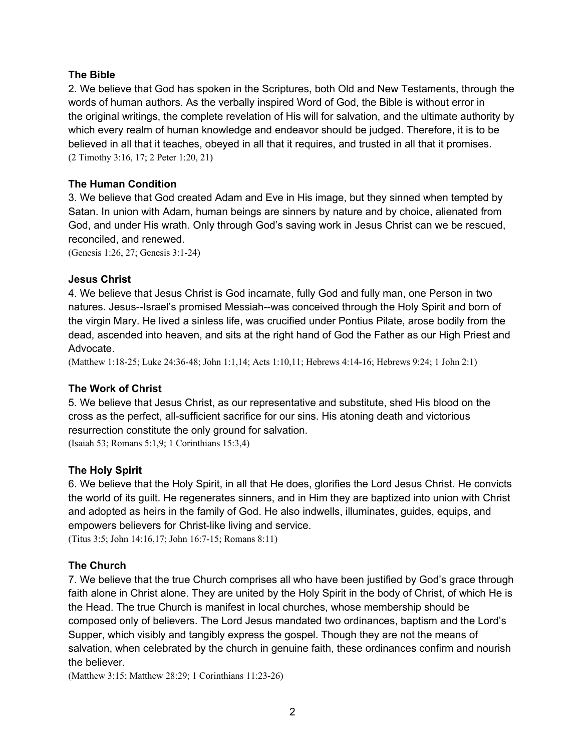### The Bible

2. We believe that God has spoken in the Scriptures, both Old and New Testaments, through the words of human authors. As the verbally inspired Word of God, the Bible is without error in the original writings, the complete revelation of His will for salvation, and the ultimate authority by which every realm of human knowledge and endeavor should be judged. Therefore, it is to be believed in all that it teaches, obeyed in all that it requires, and trusted in all that it promises.
(2 Timothy 3:16, 17; 2 Peter 1:20, 21)

### The Human Condition

3. We believe that God created Adam and Eve in His image, but they sinned when tempted by Satan. In union with Adam, human beings are sinners by nature and by choice, alienated from God, and under His wrath. Only through God's saving work in Jesus Christ can we be rescued, reconciled, and renewed.
(Genesis 1:26, 27; Genesis 3:1-24)

### Jesus Christ

4. We believe that Jesus Christ is God incarnate, fully God and fully man, one Person in two natures. Jesus--Israel's promised Messiah--was conceived through the Holy Spirit and born of the virgin Mary. He lived a sinless life, was crucified under Pontius Pilate, arose bodily from the dead, ascended into heaven, and sits at the right hand of God the Father as our High Priest and Advocate.
(Matthew 1:18-25; Luke 24:36-48; John 1:1,14; Acts 1:10,11; Hebrews 4:14-16; Hebrews 9:24; 1 John 2:1)

### The Work of Christ

5. We believe that Jesus Christ, as our representative and substitute, shed His blood on the cross as the perfect, all-sufficient sacrifice for our sins. His atoning death and victorious resurrection constitute the only ground for salvation.
(Isaiah 53; Romans 5:1,9; 1 Corinthians 15:3,4)

### The Holy Spirit

6. We believe that the Holy Spirit, in all that He does, glorifies the Lord Jesus Christ. He convicts the world of its guilt. He regenerates sinners, and in Him they are baptized into union with Christ and adopted as heirs in the family of God. He also indwells, illuminates, guides, equips, and empowers believers for Christ-like living and service.
(Titus 3:5; John 14:16,17; John 16:7-15; Romans 8:11)

### The Church

7. We believe that the true Church comprises all who have been justified by God's grace through faith alone in Christ alone. They are united by the Holy Spirit in the body of Christ, of which He is the Head. The true Church is manifest in local churches, whose membership should be composed only of believers. The Lord Jesus mandated two ordinances, baptism and the Lord's Supper, which visibly and tangibly express the gospel. Though they are not the means of salvation, when celebrated by the church in genuine faith, these ordinances confirm and nourish the believer.
(Matthew 3:15; Matthew 28:29; 1 Corinthians 11:23-26)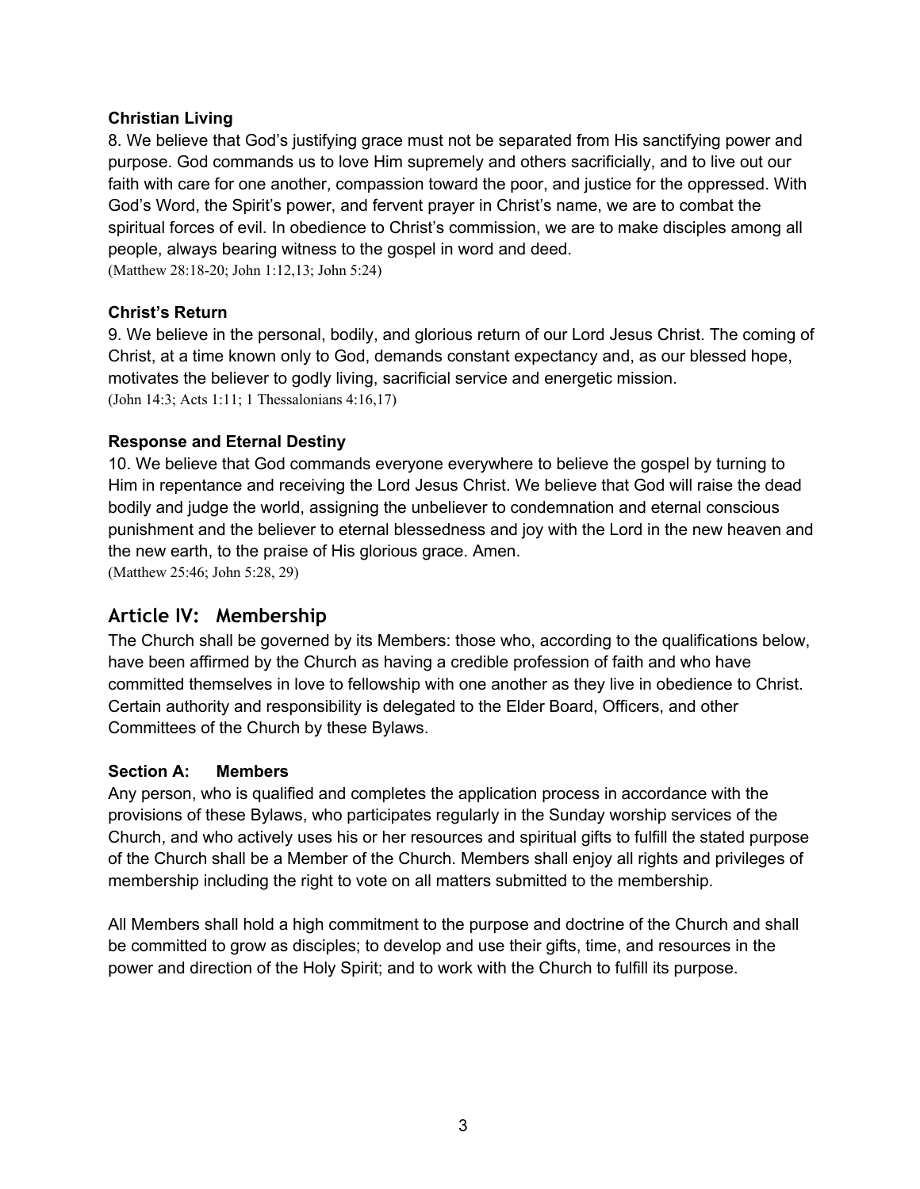**Christian Living**

8. We believe that God's justifying grace must not be separated from His sanctifying power and purpose. God commands us to love Him supremely and others sacrificially, and to live out our faith with care for one another, compassion toward the poor, and justice for the oppressed. With God's Word, the Spirit's power, and fervent prayer in Christ's name, we are to combat the spiritual forces of evil. In obedience to Christ's commission, we are to make disciples among all people, always bearing witness to the gospel in word and deed.
(Matthew 28:18-20; John 1:12,13; John 5:24)

**Christ's Return**

9. We believe in the personal, bodily, and glorious return of our Lord Jesus Christ. The coming of Christ, at a time known only to God, demands constant expectancy and, as our blessed hope, motivates the believer to godly living, sacrificial service and energetic mission.
(John 14:3; Acts 1:11; 1 Thessalonians 4:16,17)

**Response and Eternal Destiny**

10. We believe that God commands everyone everywhere to believe the gospel by turning to Him in repentance and receiving the Lord Jesus Christ. We believe that God will raise the dead bodily and judge the world, assigning the unbeliever to condemnation and eternal conscious punishment and the believer to eternal blessedness and joy with the Lord in the new heaven and the new earth, to the praise of His glorious grace. Amen.
(Matthew 25:46; John 5:28, 29)

## Article IV: Membership

The Church shall be governed by its Members: those who, according to the qualifications below, have been affirmed by the Church as having a credible profession of faith and who have committed themselves in love to fellowship with one another as they live in obedience to Christ. Certain authority and responsibility is delegated to the Elder Board, Officers, and other Committees of the Church by these Bylaws.

### Section A: Members

Any person, who is qualified and completes the application process in accordance with the provisions of these Bylaws, who participates regularly in the Sunday worship services of the Church, and who actively uses his or her resources and spiritual gifts to fulfill the stated purpose of the Church shall be a Member of the Church. Members shall enjoy all rights and privileges of membership including the right to vote on all matters submitted to the membership.

All Members shall hold a high commitment to the purpose and doctrine of the Church and shall be committed to grow as disciples; to develop and use their gifts, time, and resources in the power and direction of the Holy Spirit; and to work with the Church to fulfill its purpose.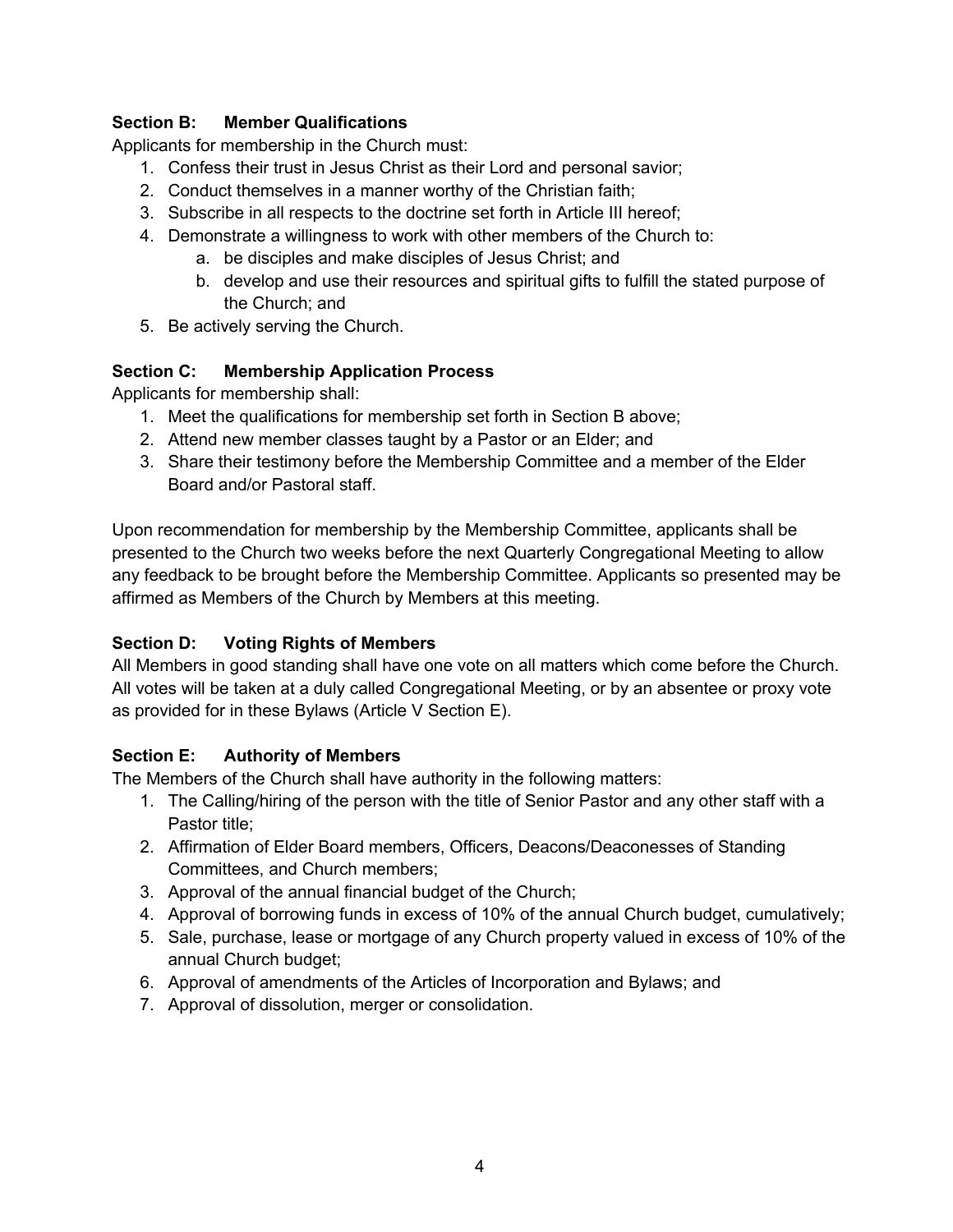### Section B: Member Qualifications

Applicants for membership in the Church must:

1. Confess their trust in Jesus Christ as their Lord and personal savior;
2. Conduct themselves in a manner worthy of the Christian faith;
3. Subscribe in all respects to the doctrine set forth in Article III hereof;
4. Demonstrate a willingness to work with other members of the Church to:
    a. be disciples and make disciples of Jesus Christ; and
    b. develop and use their resources and spiritual gifts to fulfill the stated purpose of the Church; and
5. Be actively serving the Church.

### Section C: Membership Application Process

Applicants for membership shall:

1. Meet the qualifications for membership set forth in Section B above;
2. Attend new member classes taught by a Pastor or an Elder; and
3. Share their testimony before the Membership Committee and a member of the Elder Board and/or Pastoral staff.

Upon recommendation for membership by the Membership Committee, applicants shall be presented to the Church two weeks before the next Quarterly Congregational Meeting to allow any feedback to be brought before the Membership Committee. Applicants so presented may be affirmed as Members of the Church by Members at this meeting.

### Section D: Voting Rights of Members

All Members in good standing shall have one vote on all matters which come before the Church. All votes will be taken at a duly called Congregational Meeting, or by an absentee or proxy vote as provided for in these Bylaws (Article V Section E).

### Section E: Authority of Members

The Members of the Church shall have authority in the following matters:

1. The Calling/hiring of the person with the title of Senior Pastor and any other staff with a Pastor title;
2. Affirmation of Elder Board members, Officers, Deacons/Deaconesses of Standing Committees, and Church members;
3. Approval of the annual financial budget of the Church;
4. Approval of borrowing funds in excess of 10% of the annual Church budget, cumulatively;
5. Sale, purchase, lease or mortgage of any Church property valued in excess of 10% of the annual Church budget;
6. Approval of amendments of the Articles of Incorporation and Bylaws; and
7. Approval of dissolution, merger or consolidation.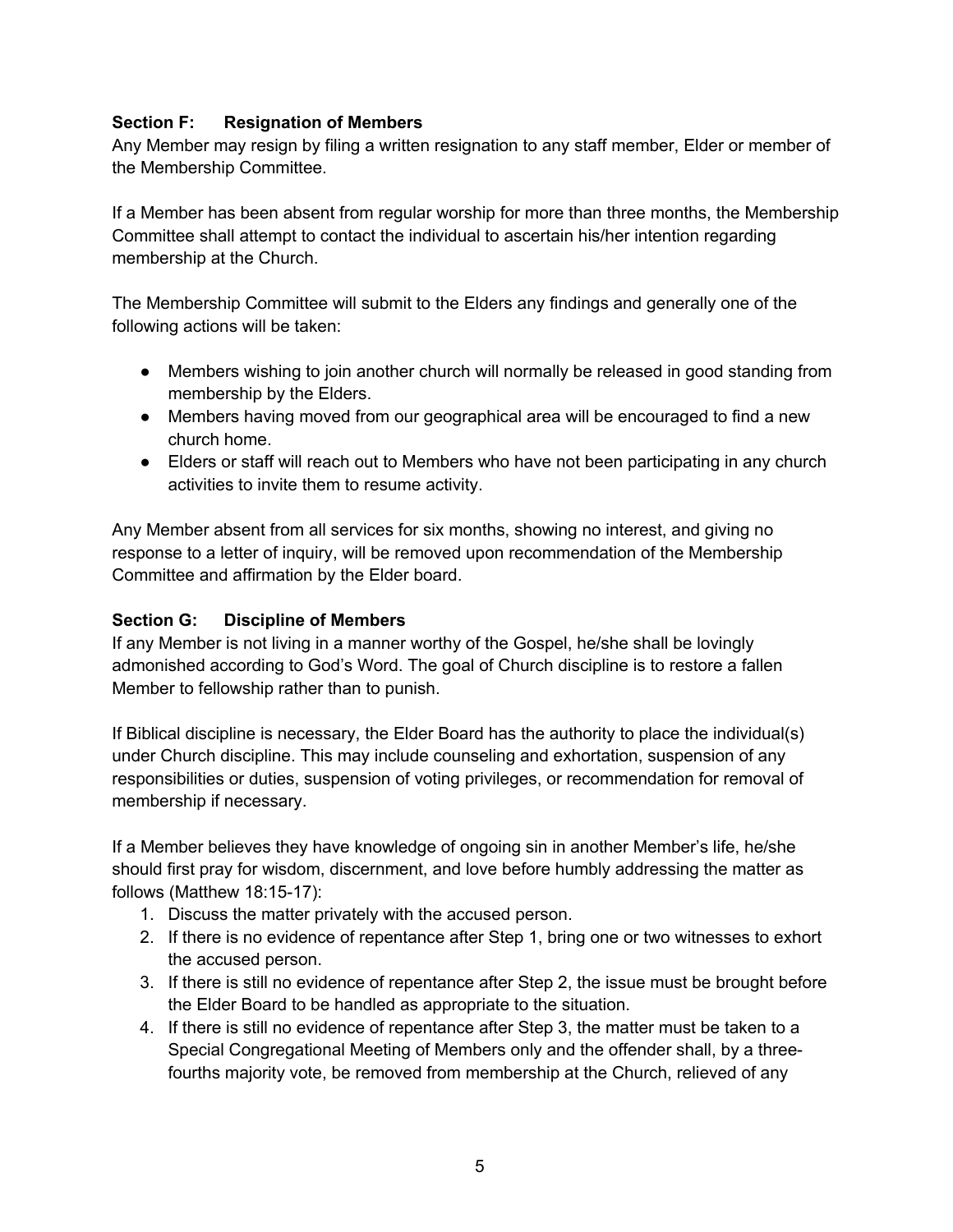**Section F: Resignation of Members**

Any Member may resign by filing a written resignation to any staff member, Elder or member of the Membership Committee.

If a Member has been absent from regular worship for more than three months, the Membership Committee shall attempt to contact the individual to ascertain his/her intention regarding membership at the Church.

The Membership Committee will submit to the Elders any findings and generally one of the following actions will be taken:

- Members wishing to join another church will normally be released in good standing from membership by the Elders.
- Members having moved from our geographical area will be encouraged to find a new church home.
- Elders or staff will reach out to Members who have not been participating in any church activities to invite them to resume activity.

Any Member absent from all services for six months, showing no interest, and giving no response to a letter of inquiry, will be removed upon recommendation of the Membership Committee and affirmation by the Elder board.

**Section G: Discipline of Members**

If any Member is not living in a manner worthy of the Gospel, he/she shall be lovingly admonished according to God's Word. The goal of Church discipline is to restore a fallen Member to fellowship rather than to punish.

If Biblical discipline is necessary, the Elder Board has the authority to place the individual(s) under Church discipline. This may include counseling and exhortation, suspension of any responsibilities or duties, suspension of voting privileges, or recommendation for removal of membership if necessary.

If a Member believes they have knowledge of ongoing sin in another Member's life, he/she should first pray for wisdom, discernment, and love before humbly addressing the matter as follows (Matthew 18:15-17):

1. Discuss the matter privately with the accused person.
2. If there is no evidence of repentance after Step 1, bring one or two witnesses to exhort the accused person.
3. If there is still no evidence of repentance after Step 2, the issue must be brought before the Elder Board to be handled as appropriate to the situation.
4. If there is still no evidence of repentance after Step 3, the matter must be taken to a Special Congregational Meeting of Members only and the offender shall, by a three-fourths majority vote, be removed from membership at the Church, relieved of any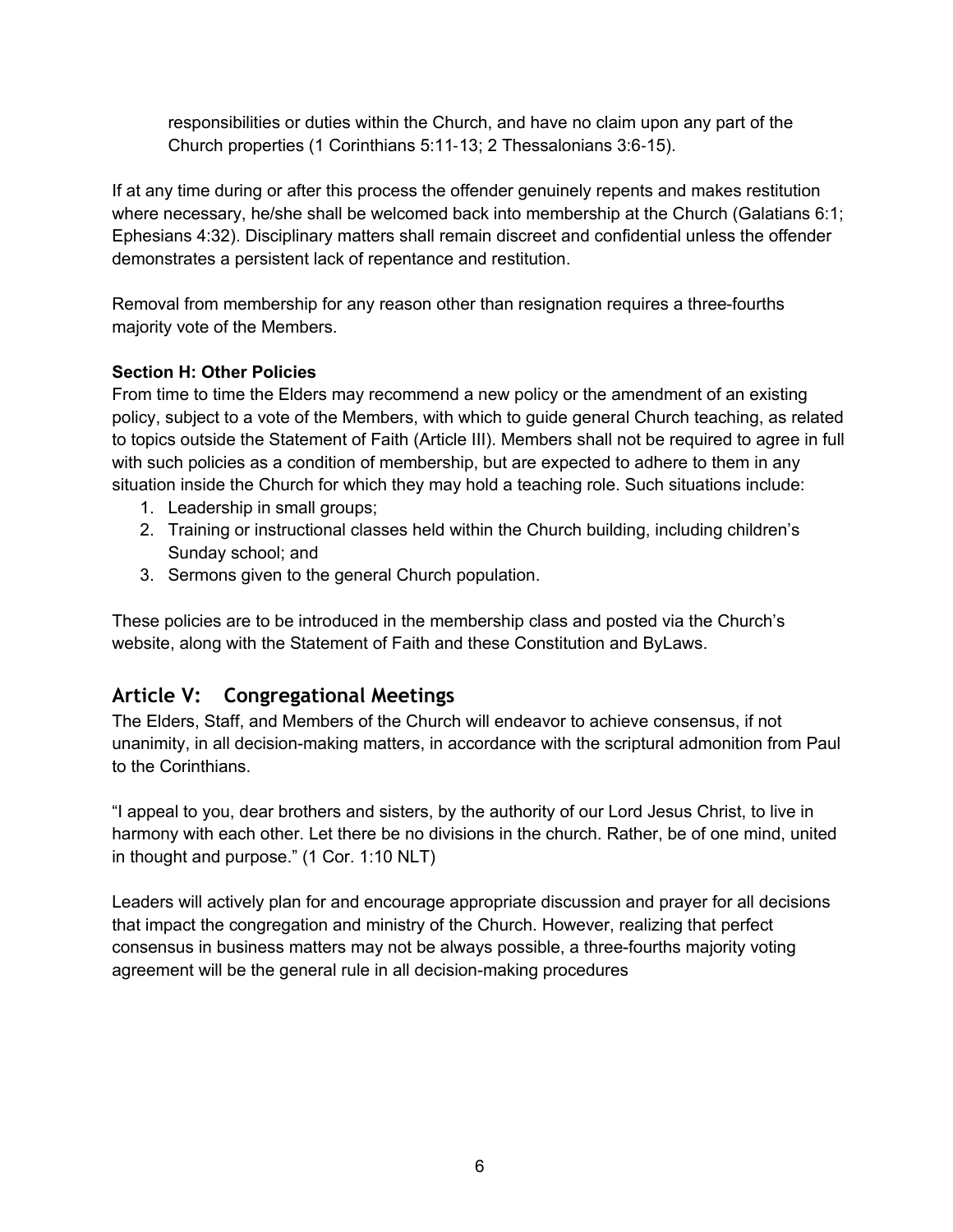responsibilities or duties within the Church, and have no claim upon any part of the Church properties (1 Corinthians 5:11-13; 2 Thessalonians 3:6-15).

If at any time during or after this process the offender genuinely repents and makes restitution where necessary, he/she shall be welcomed back into membership at the Church (Galatians 6:1; Ephesians 4:32). Disciplinary matters shall remain discreet and confidential unless the offender demonstrates a persistent lack of repentance and restitution.

Removal from membership for any reason other than resignation requires a three-fourths majority vote of the Members.

**Section H: Other Policies**

From time to time the Elders may recommend a new policy or the amendment of an existing policy, subject to a vote of the Members, with which to guide general Church teaching, as related to topics outside the Statement of Faith (Article III). Members shall not be required to agree in full with such policies as a condition of membership, but are expected to adhere to them in any situation inside the Church for which they may hold a teaching role. Such situations include:

1. Leadership in small groups;
2. Training or instructional classes held within the Church building, including children's Sunday school; and
3. Sermons given to the general Church population.

These policies are to be introduced in the membership class and posted via the Church's website, along with the Statement of Faith and these Constitution and ByLaws.

## Article V: Congregational Meetings

The Elders, Staff, and Members of the Church will endeavor to achieve consensus, if not unanimity, in all decision-making matters, in accordance with the scriptural admonition from Paul to the Corinthians.

"I appeal to you, dear brothers and sisters, by the authority of our Lord Jesus Christ, to live in harmony with each other. Let there be no divisions in the church. Rather, be of one mind, united in thought and purpose." (1 Cor. 1:10 NLT)

Leaders will actively plan for and encourage appropriate discussion and prayer for all decisions that impact the congregation and ministry of the Church. However, realizing that perfect consensus in business matters may not be always possible, a three-fourths majority voting agreement will be the general rule in all decision-making procedures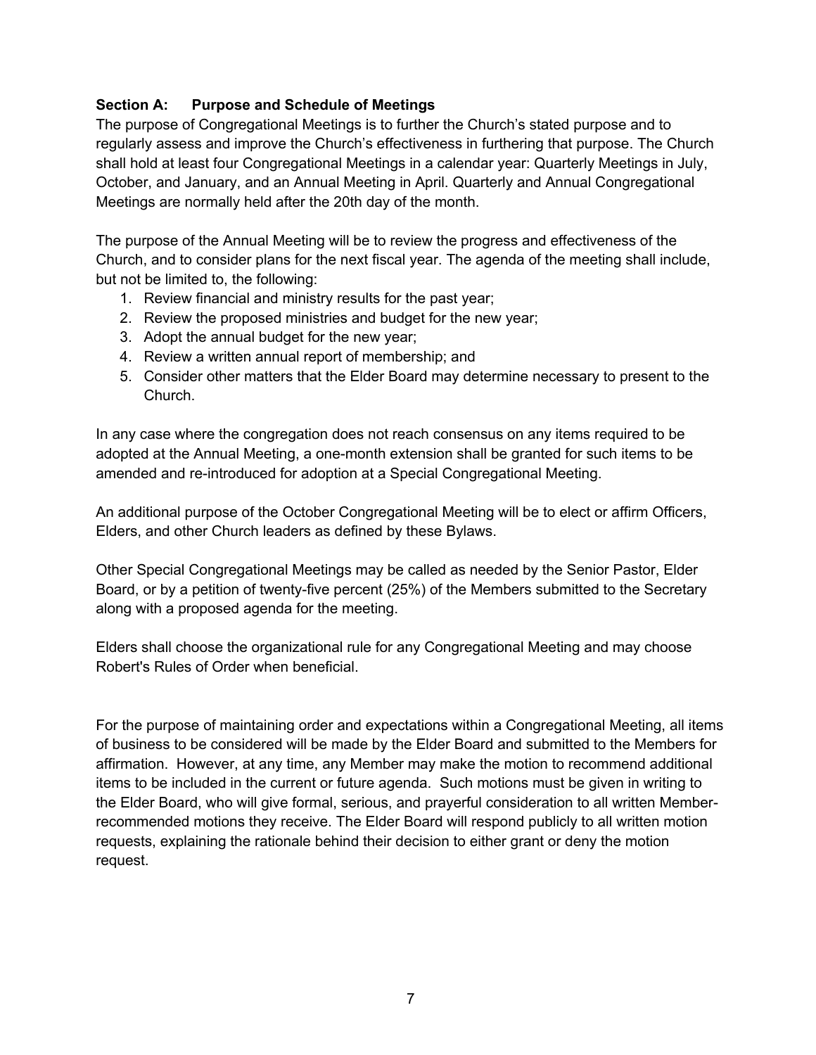### Section A: Purpose and Schedule of Meetings

The purpose of Congregational Meetings is to further the Church's stated purpose and to regularly assess and improve the Church's effectiveness in furthering that purpose. The Church shall hold at least four Congregational Meetings in a calendar year: Quarterly Meetings in July, October, and January, and an Annual Meeting in April. Quarterly and Annual Congregational Meetings are normally held after the 20th day of the month.

The purpose of the Annual Meeting will be to review the progress and effectiveness of the Church, and to consider plans for the next fiscal year. The agenda of the meeting shall include, but not be limited to, the following:

1. Review financial and ministry results for the past year;
2. Review the proposed ministries and budget for the new year;
3. Adopt the annual budget for the new year;
4. Review a written annual report of membership; and
5. Consider other matters that the Elder Board may determine necessary to present to the Church.

In any case where the congregation does not reach consensus on any items required to be adopted at the Annual Meeting, a one-month extension shall be granted for such items to be amended and re-introduced for adoption at a Special Congregational Meeting.

An additional purpose of the October Congregational Meeting will be to elect or affirm Officers, Elders, and other Church leaders as defined by these Bylaws.

Other Special Congregational Meetings may be called as needed by the Senior Pastor, Elder Board, or by a petition of twenty-five percent (25%) of the Members submitted to the Secretary along with a proposed agenda for the meeting.

Elders shall choose the organizational rule for any Congregational Meeting and may choose Robert's Rules of Order when beneficial.

For the purpose of maintaining order and expectations within a Congregational Meeting, all items of business to be considered will be made by the Elder Board and submitted to the Members for affirmation. However, at any time, any Member may make the motion to recommend additional items to be included in the current or future agenda. Such motions must be given in writing to the Elder Board, who will give formal, serious, and prayerful consideration to all written Member-recommended motions they receive. The Elder Board will respond publicly to all written motion requests, explaining the rationale behind their decision to either grant or deny the motion request.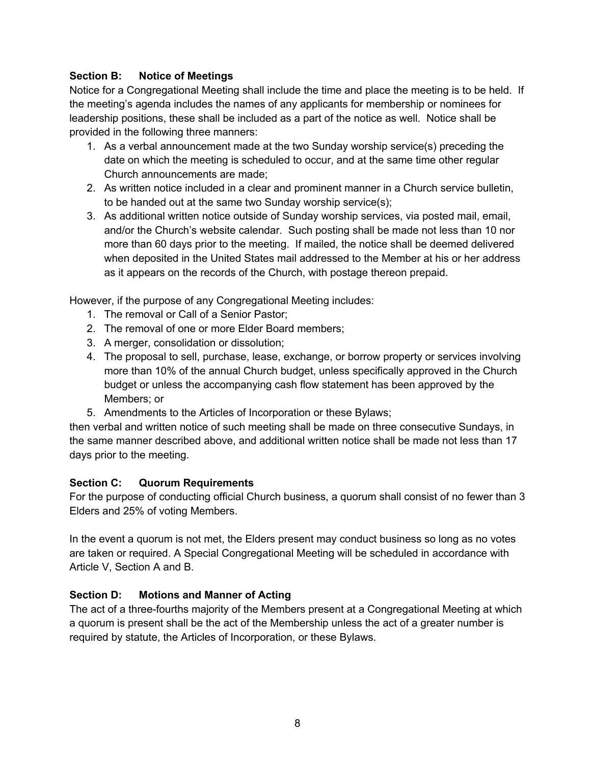**Section B: Notice of Meetings**

Notice for a Congregational Meeting shall include the time and place the meeting is to be held. If the meeting's agenda includes the names of any applicants for membership or nominees for leadership positions, these shall be included as a part of the notice as well. Notice shall be provided in the following three manners:

1. As a verbal announcement made at the two Sunday worship service(s) preceding the date on which the meeting is scheduled to occur, and at the same time other regular Church announcements are made;
2. As written notice included in a clear and prominent manner in a Church service bulletin, to be handed out at the same two Sunday worship service(s);
3. As additional written notice outside of Sunday worship services, via posted mail, email, and/or the Church's website calendar. Such posting shall be made not less than 10 nor more than 60 days prior to the meeting. If mailed, the notice shall be deemed delivered when deposited in the United States mail addressed to the Member at his or her address as it appears on the records of the Church, with postage thereon prepaid.

However, if the purpose of any Congregational Meeting includes:

1. The removal or Call of a Senior Pastor;
2. The removal of one or more Elder Board members;
3. A merger, consolidation or dissolution;
4. The proposal to sell, purchase, lease, exchange, or borrow property or services involving more than 10% of the annual Church budget, unless specifically approved in the Church budget or unless the accompanying cash flow statement has been approved by the Members; or
5. Amendments to the Articles of Incorporation or these Bylaws;

then verbal and written notice of such meeting shall be made on three consecutive Sundays, in the same manner described above, and additional written notice shall be made not less than 17 days prior to the meeting.

**Section C: Quorum Requirements**

For the purpose of conducting official Church business, a quorum shall consist of no fewer than 3 Elders and 25% of voting Members.

In the event a quorum is not met, the Elders present may conduct business so long as no votes are taken or required. A Special Congregational Meeting will be scheduled in accordance with Article V, Section A and B.

**Section D: Motions and Manner of Acting**

The act of a three-fourths majority of the Members present at a Congregational Meeting at which a quorum is present shall be the act of the Membership unless the act of a greater number is required by statute, the Articles of Incorporation, or these Bylaws.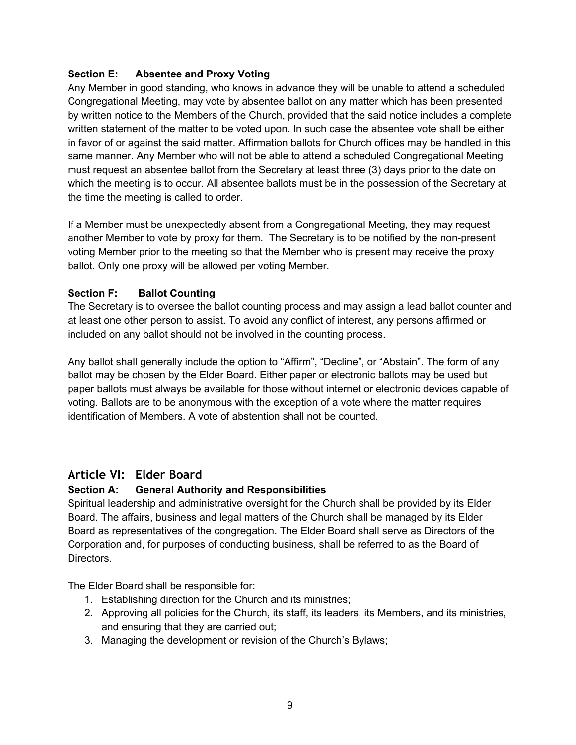### Section E: Absentee and Proxy Voting

Any Member in good standing, who knows in advance they will be unable to attend a scheduled Congregational Meeting, may vote by absentee ballot on any matter which has been presented by written notice to the Members of the Church, provided that the said notice includes a complete written statement of the matter to be voted upon. In such case the absentee vote shall be either in favor of or against the said matter. Affirmation ballots for Church offices may be handled in this same manner. Any Member who will not be able to attend a scheduled Congregational Meeting must request an absentee ballot from the Secretary at least three (3) days prior to the date on which the meeting is to occur. All absentee ballots must be in the possession of the Secretary at the time the meeting is called to order.

If a Member must be unexpectedly absent from a Congregational Meeting, they may request another Member to vote by proxy for them. The Secretary is to be notified by the non-present voting Member prior to the meeting so that the Member who is present may receive the proxy ballot. Only one proxy will be allowed per voting Member.

### Section F: Ballot Counting

The Secretary is to oversee the ballot counting process and may assign a lead ballot counter and at least one other person to assist. To avoid any conflict of interest, any persons affirmed or included on any ballot should not be involved in the counting process.

Any ballot shall generally include the option to "Affirm", "Decline", or "Abstain". The form of any ballot may be chosen by the Elder Board. Either paper or electronic ballots may be used but paper ballots must always be available for those without internet or electronic devices capable of voting. Ballots are to be anonymous with the exception of a vote where the matter requires identification of Members. A vote of abstention shall not be counted.

## Article VI: Elder Board

### Section A: General Authority and Responsibilities

Spiritual leadership and administrative oversight for the Church shall be provided by its Elder Board. The affairs, business and legal matters of the Church shall be managed by its Elder Board as representatives of the congregation. The Elder Board shall serve as Directors of the Corporation and, for purposes of conducting business, shall be referred to as the Board of Directors.

The Elder Board shall be responsible for:

1. Establishing direction for the Church and its ministries;
2. Approving all policies for the Church, its staff, its leaders, its Members, and its ministries, and ensuring that they are carried out;
3. Managing the development or revision of the Church's Bylaws;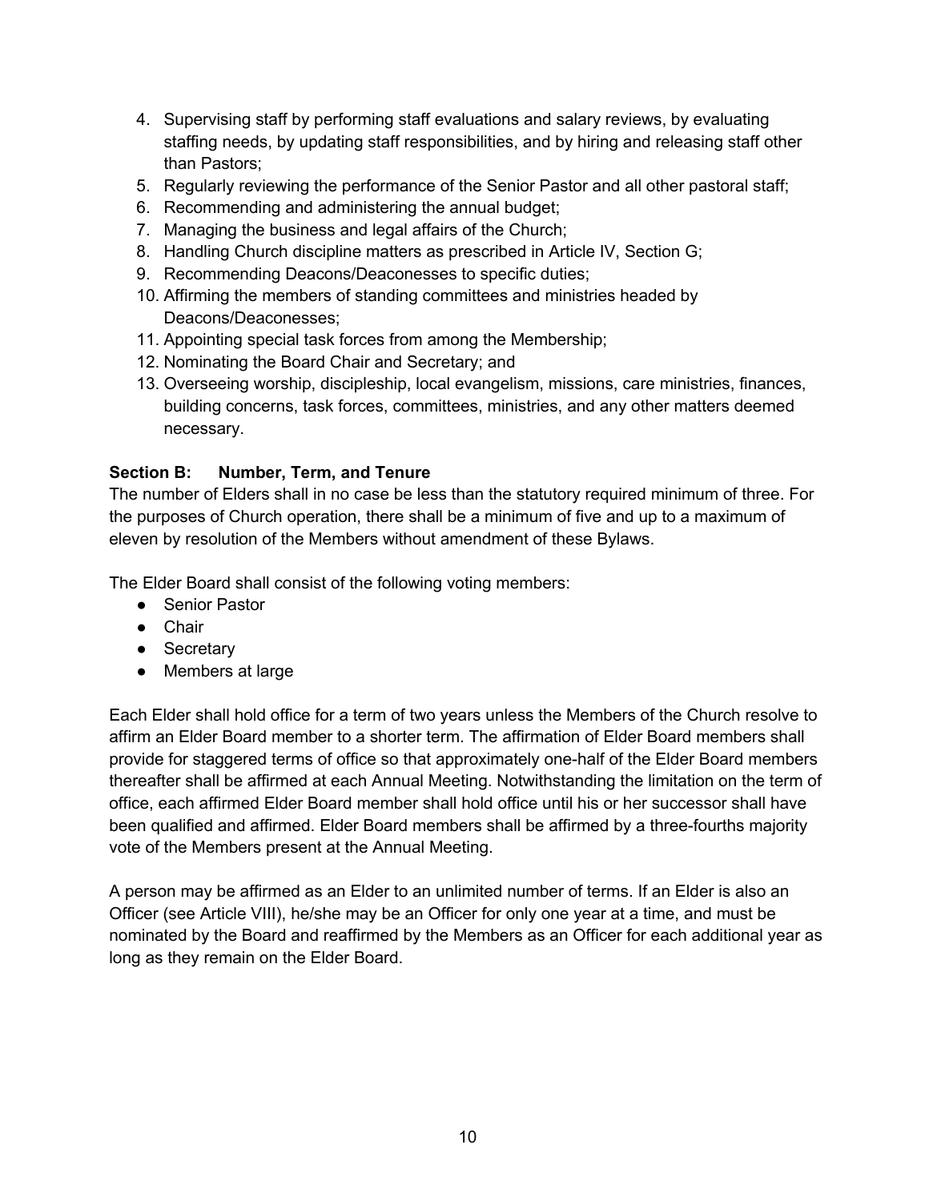4. Supervising staff by performing staff evaluations and salary reviews, by evaluating staffing needs, by updating staff responsibilities, and by hiring and releasing staff other than Pastors;
5. Regularly reviewing the performance of the Senior Pastor and all other pastoral staff;
6. Recommending and administering the annual budget;
7. Managing the business and legal affairs of the Church;
8. Handling Church discipline matters as prescribed in Article IV, Section G;
9. Recommending Deacons/Deaconesses to specific duties;
10. Affirming the members of standing committees and ministries headed by Deacons/Deaconesses;
11. Appointing special task forces from among the Membership;
12. Nominating the Board Chair and Secretary; and
13. Overseeing worship, discipleship, local evangelism, missions, care ministries, finances, building concerns, task forces, committees, ministries, and any other matters deemed necessary.

**Section B: Number, Term, and Tenure**

The number of Elders shall in no case be less than the statutory required minimum of three. For the purposes of Church operation, there shall be a minimum of five and up to a maximum of eleven by resolution of the Members without amendment of these Bylaws.

The Elder Board shall consist of the following voting members:

- Senior Pastor
- Chair
- Secretary
- Members at large

Each Elder shall hold office for a term of two years unless the Members of the Church resolve to affirm an Elder Board member to a shorter term. The affirmation of Elder Board members shall provide for staggered terms of office so that approximately one-half of the Elder Board members thereafter shall be affirmed at each Annual Meeting. Notwithstanding the limitation on the term of office, each affirmed Elder Board member shall hold office until his or her successor shall have been qualified and affirmed. Elder Board members shall be affirmed by a three-fourths majority vote of the Members present at the Annual Meeting.

A person may be affirmed as an Elder to an unlimited number of terms. If an Elder is also an Officer (see Article VIII), he/she may be an Officer for only one year at a time, and must be nominated by the Board and reaffirmed by the Members as an Officer for each additional year as long as they remain on the Elder Board.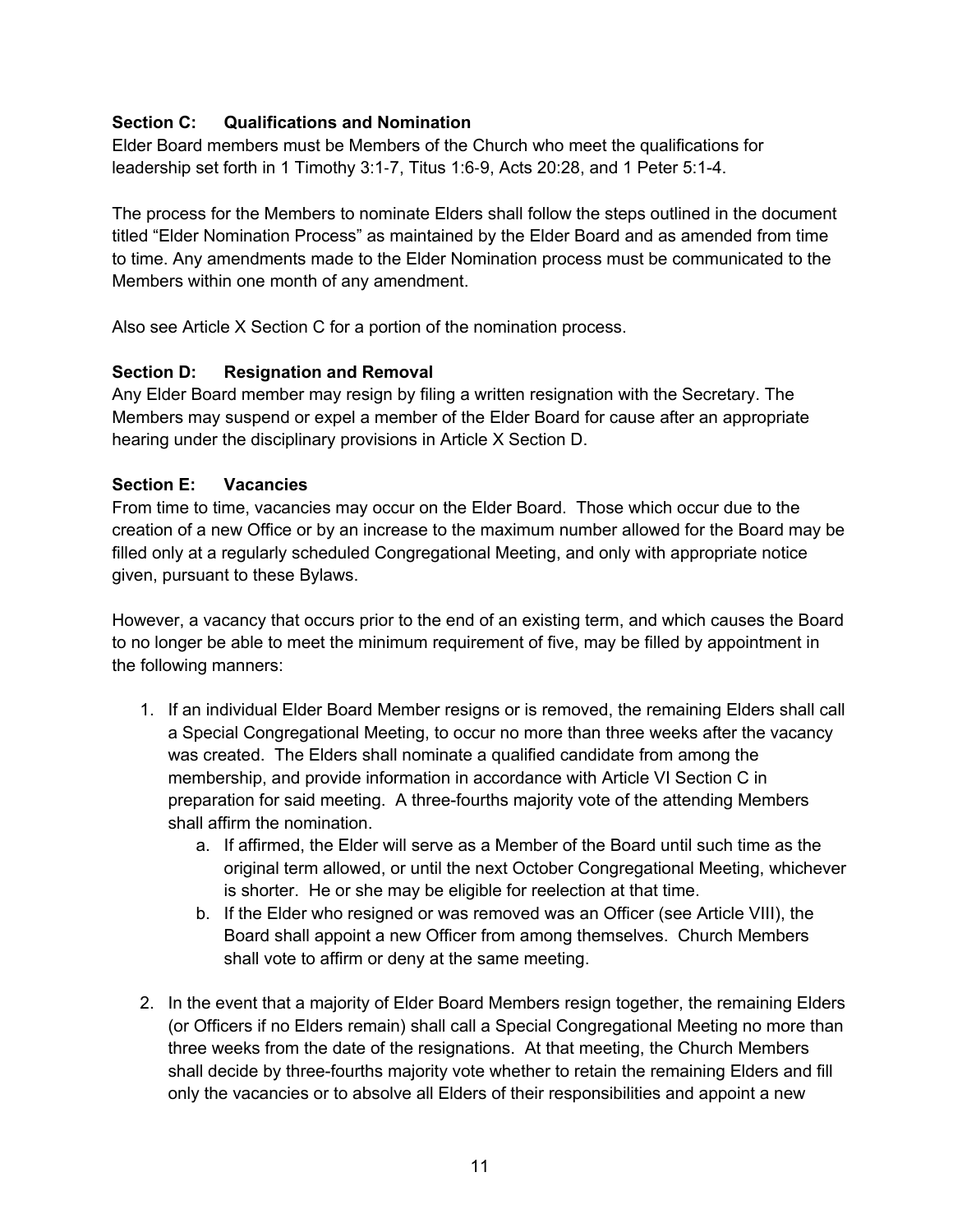### Section C: Qualifications and Nomination

Elder Board members must be Members of the Church who meet the qualifications for leadership set forth in 1 Timothy 3:1-7, Titus 1:6-9, Acts 20:28, and 1 Peter 5:1-4.

The process for the Members to nominate Elders shall follow the steps outlined in the document titled "Elder Nomination Process" as maintained by the Elder Board and as amended from time to time. Any amendments made to the Elder Nomination process must be communicated to the Members within one month of any amendment.

Also see Article X Section C for a portion of the nomination process.

### Section D: Resignation and Removal

Any Elder Board member may resign by filing a written resignation with the Secretary. The Members may suspend or expel a member of the Elder Board for cause after an appropriate hearing under the disciplinary provisions in Article X Section D.

### Section E: Vacancies

From time to time, vacancies may occur on the Elder Board. Those which occur due to the creation of a new Office or by an increase to the maximum number allowed for the Board may be filled only at a regularly scheduled Congregational Meeting, and only with appropriate notice given, pursuant to these Bylaws.

However, a vacancy that occurs prior to the end of an existing term, and which causes the Board to no longer be able to meet the minimum requirement of five, may be filled by appointment in the following manners:

1. If an individual Elder Board Member resigns or is removed, the remaining Elders shall call a Special Congregational Meeting, to occur no more than three weeks after the vacancy was created. The Elders shall nominate a qualified candidate from among the membership, and provide information in accordance with Article VI Section C in preparation for said meeting. A three-fourths majority vote of the attending Members shall affirm the nomination.
   a. If affirmed, the Elder will serve as a Member of the Board until such time as the original term allowed, or until the next October Congregational Meeting, whichever is shorter. He or she may be eligible for reelection at that time.
   b. If the Elder who resigned or was removed was an Officer (see Article VIII), the Board shall appoint a new Officer from among themselves. Church Members shall vote to affirm or deny at the same meeting.

2. In the event that a majority of Elder Board Members resign together, the remaining Elders (or Officers if no Elders remain) shall call a Special Congregational Meeting no more than three weeks from the date of the resignations. At that meeting, the Church Members shall decide by three-fourths majority vote whether to retain the remaining Elders and fill only the vacancies or to absolve all Elders of their responsibilities and appoint a new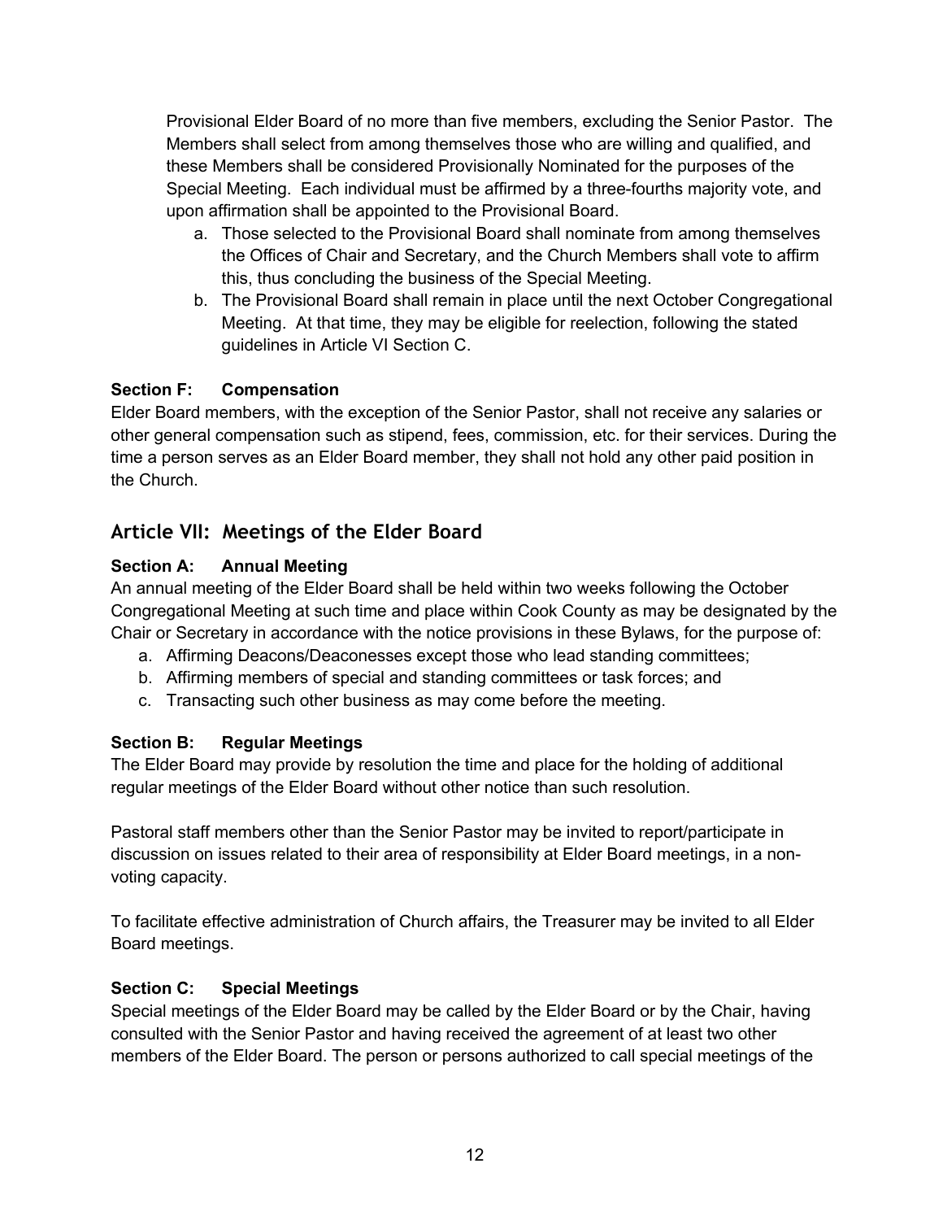Provisional Elder Board of no more than five members, excluding the Senior Pastor. The Members shall select from among themselves those who are willing and qualified, and these Members shall be considered Provisionally Nominated for the purposes of the Special Meeting. Each individual must be affirmed by a three-fourths majority vote, and upon affirmation shall be appointed to the Provisional Board.

a. Those selected to the Provisional Board shall nominate from among themselves the Offices of Chair and Secretary, and the Church Members shall vote to affirm this, thus concluding the business of the Special Meeting.
b. The Provisional Board shall remain in place until the next October Congregational Meeting. At that time, they may be eligible for reelection, following the stated guidelines in Article VI Section C.

**Section F: Compensation**

Elder Board members, with the exception of the Senior Pastor, shall not receive any salaries or other general compensation such as stipend, fees, commission, etc. for their services. During the time a person serves as an Elder Board member, they shall not hold any other paid position in the Church.

## Article VII: Meetings of the Elder Board

**Section A: Annual Meeting**

An annual meeting of the Elder Board shall be held within two weeks following the October Congregational Meeting at such time and place within Cook County as may be designated by the Chair or Secretary in accordance with the notice provisions in these Bylaws, for the purpose of:

a. Affirming Deacons/Deaconesses except those who lead standing committees;
b. Affirming members of special and standing committees or task forces; and
c. Transacting such other business as may come before the meeting.

**Section B: Regular Meetings**

The Elder Board may provide by resolution the time and place for the holding of additional regular meetings of the Elder Board without other notice than such resolution.

Pastoral staff members other than the Senior Pastor may be invited to report/participate in discussion on issues related to their area of responsibility at Elder Board meetings, in a non-voting capacity.

To facilitate effective administration of Church affairs, the Treasurer may be invited to all Elder Board meetings.

**Section C: Special Meetings**

Special meetings of the Elder Board may be called by the Elder Board or by the Chair, having consulted with the Senior Pastor and having received the agreement of at least two other members of the Elder Board. The person or persons authorized to call special meetings of the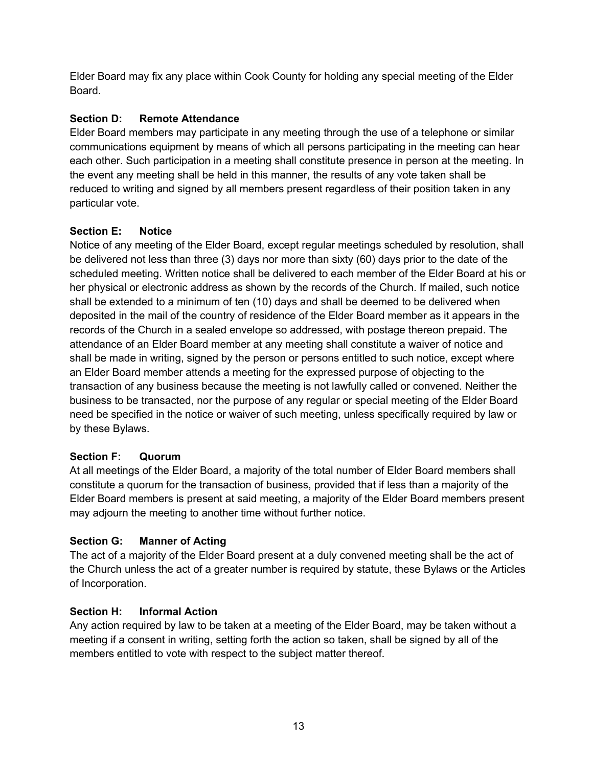Elder Board may fix any place within Cook County for holding any special meeting of the Elder Board.

**Section D: Remote Attendance**

Elder Board members may participate in any meeting through the use of a telephone or similar communications equipment by means of which all persons participating in the meeting can hear each other. Such participation in a meeting shall constitute presence in person at the meeting. In the event any meeting shall be held in this manner, the results of any vote taken shall be reduced to writing and signed by all members present regardless of their position taken in any particular vote.

**Section E: Notice**

Notice of any meeting of the Elder Board, except regular meetings scheduled by resolution, shall be delivered not less than three (3) days nor more than sixty (60) days prior to the date of the scheduled meeting. Written notice shall be delivered to each member of the Elder Board at his or her physical or electronic address as shown by the records of the Church. If mailed, such notice shall be extended to a minimum of ten (10) days and shall be deemed to be delivered when deposited in the mail of the country of residence of the Elder Board member as it appears in the records of the Church in a sealed envelope so addressed, with postage thereon prepaid. The attendance of an Elder Board member at any meeting shall constitute a waiver of notice and shall be made in writing, signed by the person or persons entitled to such notice, except where an Elder Board member attends a meeting for the expressed purpose of objecting to the transaction of any business because the meeting is not lawfully called or convened. Neither the business to be transacted, nor the purpose of any regular or special meeting of the Elder Board need be specified in the notice or waiver of such meeting, unless specifically required by law or by these Bylaws.

**Section F: Quorum**

At all meetings of the Elder Board, a majority of the total number of Elder Board members shall constitute a quorum for the transaction of business, provided that if less than a majority of the Elder Board members is present at said meeting, a majority of the Elder Board members present may adjourn the meeting to another time without further notice.

**Section G: Manner of Acting**

The act of a majority of the Elder Board present at a duly convened meeting shall be the act of the Church unless the act of a greater number is required by statute, these Bylaws or the Articles of Incorporation.

**Section H: Informal Action**

Any action required by law to be taken at a meeting of the Elder Board, may be taken without a meeting if a consent in writing, setting forth the action so taken, shall be signed by all of the members entitled to vote with respect to the subject matter thereof.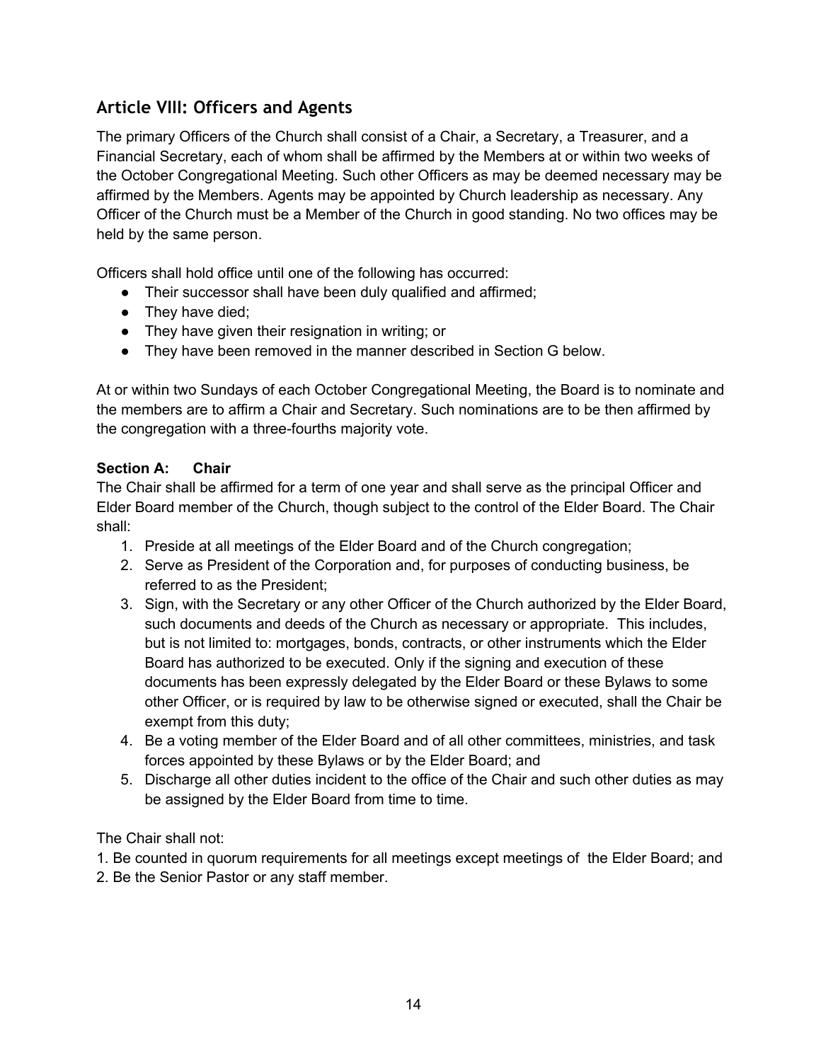## Article VIII: Officers and Agents

The primary Officers of the Church shall consist of a Chair, a Secretary, a Treasurer, and a Financial Secretary, each of whom shall be affirmed by the Members at or within two weeks of the October Congregational Meeting. Such other Officers as may be deemed necessary may be affirmed by the Members. Agents may be appointed by Church leadership as necessary. Any Officer of the Church must be a Member of the Church in good standing. No two offices may be held by the same person.

Officers shall hold office until one of the following has occurred:

- Their successor shall have been duly qualified and affirmed;
- They have died;
- They have given their resignation in writing; or
- They have been removed in the manner described in Section G below.

At or within two Sundays of each October Congregational Meeting, the Board is to nominate and the members are to affirm a Chair and Secretary. Such nominations are to be then affirmed by the congregation with a three-fourths majority vote.

**Section A: Chair**

The Chair shall be affirmed for a term of one year and shall serve as the principal Officer and Elder Board member of the Church, though subject to the control of the Elder Board. The Chair shall:

1. Preside at all meetings of the Elder Board and of the Church congregation;
2. Serve as President of the Corporation and, for purposes of conducting business, be referred to as the President;
3. Sign, with the Secretary or any other Officer of the Church authorized by the Elder Board, such documents and deeds of the Church as necessary or appropriate. This includes, but is not limited to: mortgages, bonds, contracts, or other instruments which the Elder Board has authorized to be executed. Only if the signing and execution of these documents has been expressly delegated by the Elder Board or these Bylaws to some other Officer, or is required by law to be otherwise signed or executed, shall the Chair be exempt from this duty;
4. Be a voting member of the Elder Board and of all other committees, ministries, and task forces appointed by these Bylaws or by the Elder Board; and
5. Discharge all other duties incident to the office of the Chair and such other duties as may be assigned by the Elder Board from time to time.

The Chair shall not:

1. Be counted in quorum requirements for all meetings except meetings of the Elder Board; and
2. Be the Senior Pastor or any staff member.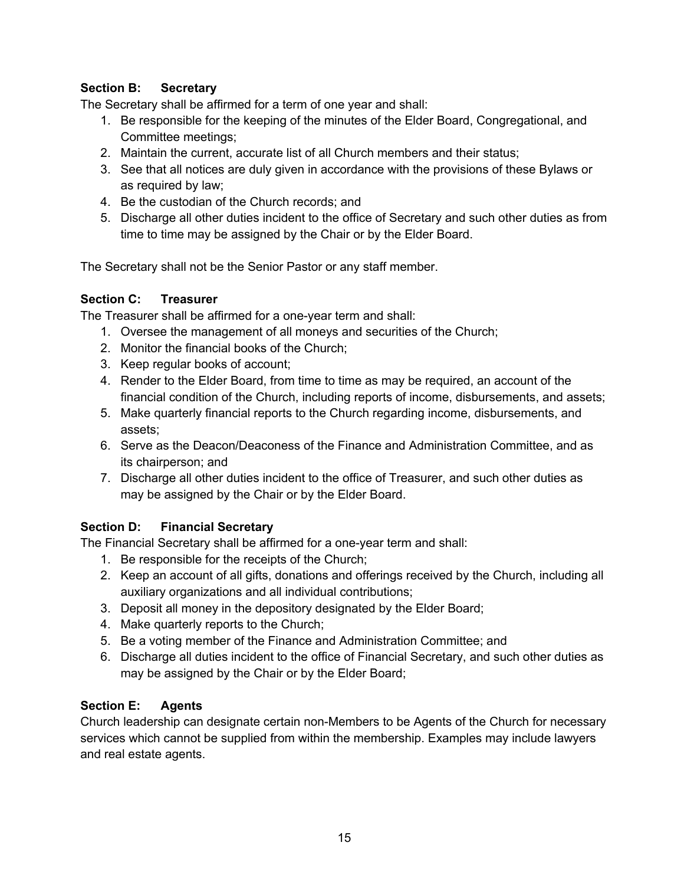### Section B: Secretary

The Secretary shall be affirmed for a term of one year and shall:

1. Be responsible for the keeping of the minutes of the Elder Board, Congregational, and Committee meetings;
2. Maintain the current, accurate list of all Church members and their status;
3. See that all notices are duly given in accordance with the provisions of these Bylaws or as required by law;
4. Be the custodian of the Church records; and
5. Discharge all other duties incident to the office of Secretary and such other duties as from time to time may be assigned by the Chair or by the Elder Board.

The Secretary shall not be the Senior Pastor or any staff member.

### Section C: Treasurer

The Treasurer shall be affirmed for a one-year term and shall:

1. Oversee the management of all moneys and securities of the Church;
2. Monitor the financial books of the Church;
3. Keep regular books of account;
4. Render to the Elder Board, from time to time as may be required, an account of the financial condition of the Church, including reports of income, disbursements, and assets;
5. Make quarterly financial reports to the Church regarding income, disbursements, and assets;
6. Serve as the Deacon/Deaconess of the Finance and Administration Committee, and as its chairperson; and
7. Discharge all other duties incident to the office of Treasurer, and such other duties as may be assigned by the Chair or by the Elder Board.

### Section D: Financial Secretary

The Financial Secretary shall be affirmed for a one-year term and shall:

1. Be responsible for the receipts of the Church;
2. Keep an account of all gifts, donations and offerings received by the Church, including all auxiliary organizations and all individual contributions;
3. Deposit all money in the depository designated by the Elder Board;
4. Make quarterly reports to the Church;
5. Be a voting member of the Finance and Administration Committee; and
6. Discharge all duties incident to the office of Financial Secretary, and such other duties as may be assigned by the Chair or by the Elder Board;

### Section E: Agents

Church leadership can designate certain non-Members to be Agents of the Church for necessary services which cannot be supplied from within the membership. Examples may include lawyers and real estate agents.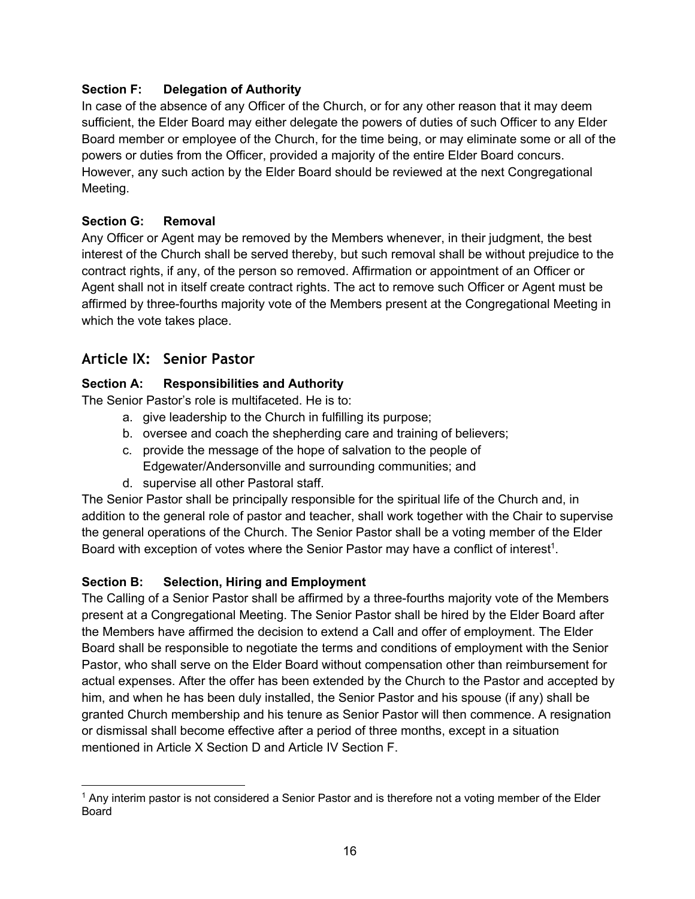**Section F: Delegation of Authority**

In case of the absence of any Officer of the Church, or for any other reason that it may deem sufficient, the Elder Board may either delegate the powers of duties of such Officer to any Elder Board member or employee of the Church, for the time being, or may eliminate some or all of the powers or duties from the Officer, provided a majority of the entire Elder Board concurs. However, any such action by the Elder Board should be reviewed at the next Congregational Meeting.

**Section G: Removal**

Any Officer or Agent may be removed by the Members whenever, in their judgment, the best interest of the Church shall be served thereby, but such removal shall be without prejudice to the contract rights, if any, of the person so removed. Affirmation or appointment of an Officer or Agent shall not in itself create contract rights. The act to remove such Officer or Agent must be affirmed by three-fourths majority vote of the Members present at the Congregational Meeting in which the vote takes place.

## Article IX: Senior Pastor

**Section A: Responsibilities and Authority**

The Senior Pastor's role is multifaceted. He is to:

a. give leadership to the Church in fulfilling its purpose;
b. oversee and coach the shepherding care and training of believers;
c. provide the message of the hope of salvation to the people of Edgewater/Andersonville and surrounding communities; and
d. supervise all other Pastoral staff.

The Senior Pastor shall be principally responsible for the spiritual life of the Church and, in addition to the general role of pastor and teacher, shall work together with the Chair to supervise the general operations of the Church. The Senior Pastor shall be a voting member of the Elder Board with exception of votes where the Senior Pastor may have a conflict of interest[1].

**Section B: Selection, Hiring and Employment**

The Calling of a Senior Pastor shall be affirmed by a three-fourths majority vote of the Members present at a Congregational Meeting. The Senior Pastor shall be hired by the Elder Board after the Members have affirmed the decision to extend a Call and offer of employment. The Elder Board shall be responsible to negotiate the terms and conditions of employment with the Senior Pastor, who shall serve on the Elder Board without compensation other than reimbursement for actual expenses. After the offer has been extended by the Church to the Pastor and accepted by him, and when he has been duly installed, the Senior Pastor and his spouse (if any) shall be granted Church membership and his tenure as Senior Pastor will then commence. A resignation or dismissal shall become effective after a period of three months, except in a situation mentioned in Article X Section D and Article IV Section F.

---

[1] Any interim pastor is not considered a Senior Pastor and is therefore not a voting member of the Elder Board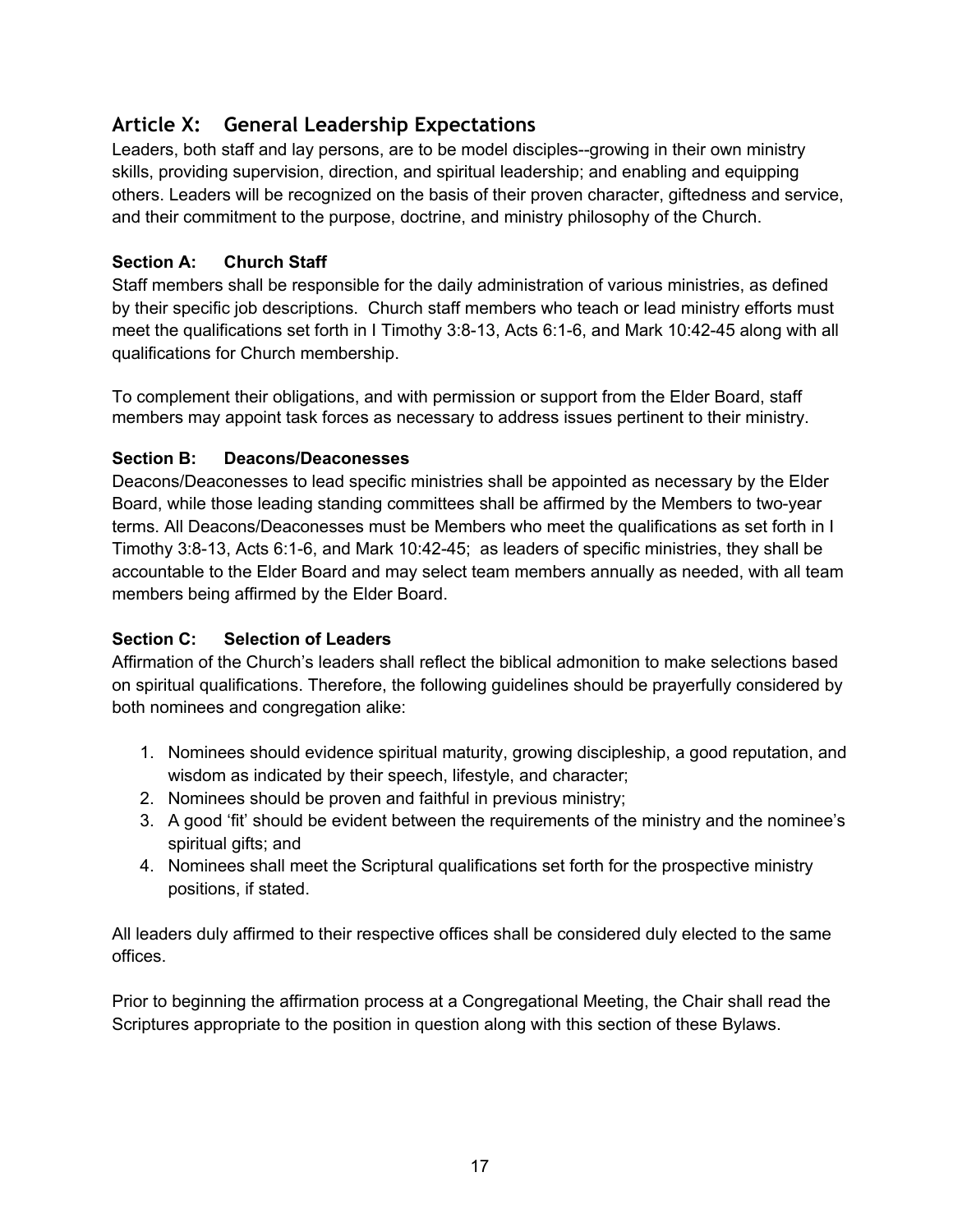## Article X: General Leadership Expectations

Leaders, both staff and lay persons, are to be model disciples--growing in their own ministry skills, providing supervision, direction, and spiritual leadership; and enabling and equipping others. Leaders will be recognized on the basis of their proven character, giftedness and service, and their commitment to the purpose, doctrine, and ministry philosophy of the Church.

### Section A: Church Staff

Staff members shall be responsible for the daily administration of various ministries, as defined by their specific job descriptions. Church staff members who teach or lead ministry efforts must meet the qualifications set forth in I Timothy 3:8-13, Acts 6:1-6, and Mark 10:42-45 along with all qualifications for Church membership.

To complement their obligations, and with permission or support from the Elder Board, staff members may appoint task forces as necessary to address issues pertinent to their ministry.

### Section B: Deacons/Deaconesses

Deacons/Deaconesses to lead specific ministries shall be appointed as necessary by the Elder Board, while those leading standing committees shall be affirmed by the Members to two-year terms. All Deacons/Deaconesses must be Members who meet the qualifications as set forth in I Timothy 3:8-13, Acts 6:1-6, and Mark 10:42-45; as leaders of specific ministries, they shall be accountable to the Elder Board and may select team members annually as needed, with all team members being affirmed by the Elder Board.

### Section C: Selection of Leaders

Affirmation of the Church's leaders shall reflect the biblical admonition to make selections based on spiritual qualifications. Therefore, the following guidelines should be prayerfully considered by both nominees and congregation alike:

1. Nominees should evidence spiritual maturity, growing discipleship, a good reputation, and wisdom as indicated by their speech, lifestyle, and character;
2. Nominees should be proven and faithful in previous ministry;
3. A good 'fit' should be evident between the requirements of the ministry and the nominee's spiritual gifts; and
4. Nominees shall meet the Scriptural qualifications set forth for the prospective ministry positions, if stated.

All leaders duly affirmed to their respective offices shall be considered duly elected to the same offices.

Prior to beginning the affirmation process at a Congregational Meeting, the Chair shall read the Scriptures appropriate to the position in question along with this section of these Bylaws.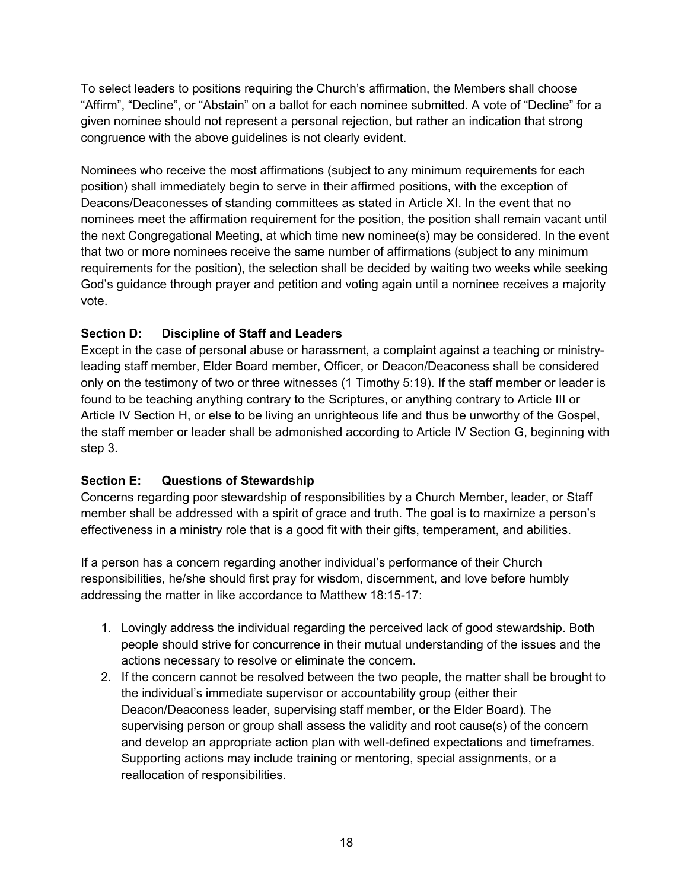To select leaders to positions requiring the Church's affirmation, the Members shall choose "Affirm", "Decline", or "Abstain" on a ballot for each nominee submitted. A vote of "Decline" for a given nominee should not represent a personal rejection, but rather an indication that strong congruence with the above guidelines is not clearly evident.

Nominees who receive the most affirmations (subject to any minimum requirements for each position) shall immediately begin to serve in their affirmed positions, with the exception of Deacons/Deaconesses of standing committees as stated in Article XI. In the event that no nominees meet the affirmation requirement for the position, the position shall remain vacant until the next Congregational Meeting, at which time new nominee(s) may be considered. In the event that two or more nominees receive the same number of affirmations (subject to any minimum requirements for the position), the selection shall be decided by waiting two weeks while seeking God's guidance through prayer and petition and voting again until a nominee receives a majority vote.

**Section D: Discipline of Staff and Leaders**

Except in the case of personal abuse or harassment, a complaint against a teaching or ministry-leading staff member, Elder Board member, Officer, or Deacon/Deaconess shall be considered only on the testimony of two or three witnesses (1 Timothy 5:19). If the staff member or leader is found to be teaching anything contrary to the Scriptures, or anything contrary to Article III or Article IV Section H, or else to be living an unrighteous life and thus be unworthy of the Gospel, the staff member or leader shall be admonished according to Article IV Section G, beginning with step 3.

**Section E: Questions of Stewardship**

Concerns regarding poor stewardship of responsibilities by a Church Member, leader, or Staff member shall be addressed with a spirit of grace and truth. The goal is to maximize a person's effectiveness in a ministry role that is a good fit with their gifts, temperament, and abilities.

If a person has a concern regarding another individual's performance of their Church responsibilities, he/she should first pray for wisdom, discernment, and love before humbly addressing the matter in like accordance to Matthew 18:15-17:

1. Lovingly address the individual regarding the perceived lack of good stewardship. Both people should strive for concurrence in their mutual understanding of the issues and the actions necessary to resolve or eliminate the concern.
2. If the concern cannot be resolved between the two people, the matter shall be brought to the individual's immediate supervisor or accountability group (either their Deacon/Deaconess leader, supervising staff member, or the Elder Board). The supervising person or group shall assess the validity and root cause(s) of the concern and develop an appropriate action plan with well-defined expectations and timeframes. Supporting actions may include training or mentoring, special assignments, or a reallocation of responsibilities.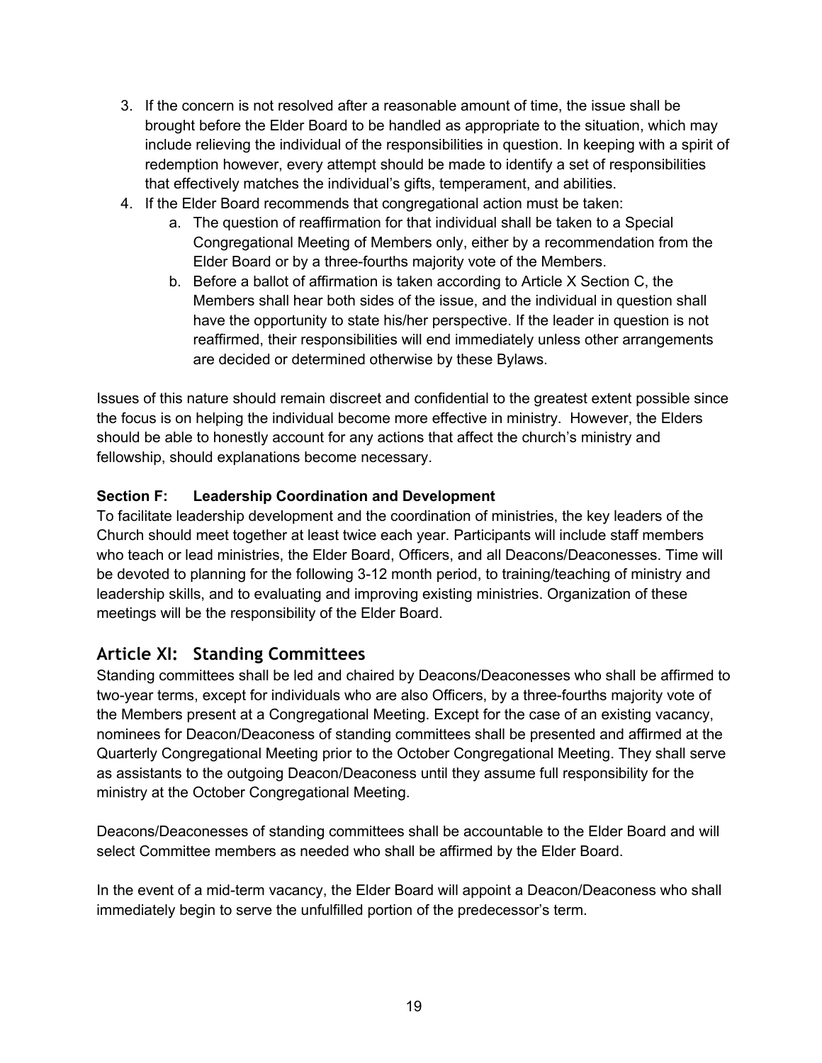3. If the concern is not resolved after a reasonable amount of time, the issue shall be brought before the Elder Board to be handled as appropriate to the situation, which may include relieving the individual of the responsibilities in question. In keeping with a spirit of redemption however, every attempt should be made to identify a set of responsibilities that effectively matches the individual's gifts, temperament, and abilities.
4. If the Elder Board recommends that congregational action must be taken:
    a. The question of reaffirmation for that individual shall be taken to a Special Congregational Meeting of Members only, either by a recommendation from the Elder Board or by a three-fourths majority vote of the Members.
    b. Before a ballot of affirmation is taken according to Article X Section C, the Members shall hear both sides of the issue, and the individual in question shall have the opportunity to state his/her perspective. If the leader in question is not reaffirmed, their responsibilities will end immediately unless other arrangements are decided or determined otherwise by these Bylaws.

Issues of this nature should remain discreet and confidential to the greatest extent possible since the focus is on helping the individual become more effective in ministry. However, the Elders should be able to honestly account for any actions that affect the church's ministry and fellowship, should explanations become necessary.

**Section F: Leadership Coordination and Development**

To facilitate leadership development and the coordination of ministries, the key leaders of the Church should meet together at least twice each year. Participants will include staff members who teach or lead ministries, the Elder Board, Officers, and all Deacons/Deaconesses. Time will be devoted to planning for the following 3-12 month period, to training/teaching of ministry and leadership skills, and to evaluating and improving existing ministries. Organization of these meetings will be the responsibility of the Elder Board.

## Article XI: Standing Committees

Standing committees shall be led and chaired by Deacons/Deaconesses who shall be affirmed to two-year terms, except for individuals who are also Officers, by a three-fourths majority vote of the Members present at a Congregational Meeting. Except for the case of an existing vacancy, nominees for Deacon/Deaconess of standing committees shall be presented and affirmed at the Quarterly Congregational Meeting prior to the October Congregational Meeting. They shall serve as assistants to the outgoing Deacon/Deaconess until they assume full responsibility for the ministry at the October Congregational Meeting.

Deacons/Deaconesses of standing committees shall be accountable to the Elder Board and will select Committee members as needed who shall be affirmed by the Elder Board.

In the event of a mid-term vacancy, the Elder Board will appoint a Deacon/Deaconess who shall immediately begin to serve the unfulfilled portion of the predecessor's term.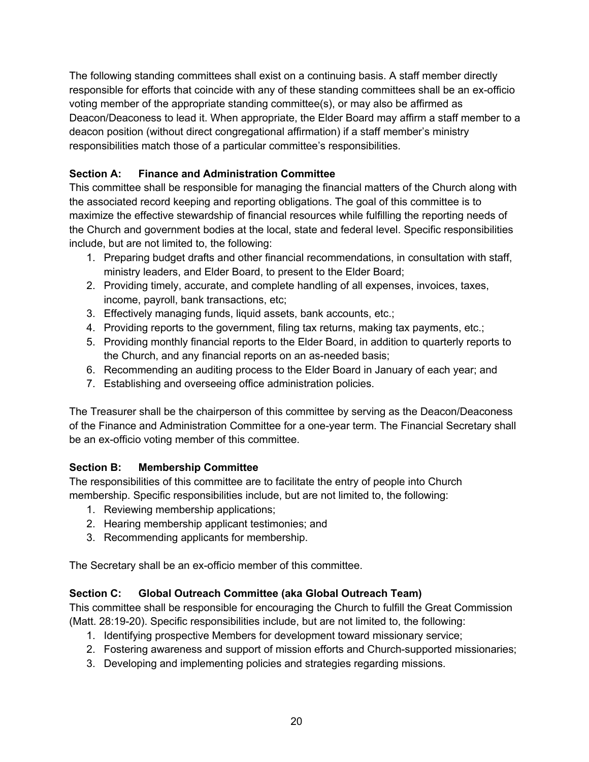The following standing committees shall exist on a continuing basis. A staff member directly responsible for efforts that coincide with any of these standing committees shall be an ex-officio voting member of the appropriate standing committee(s), or may also be affirmed as Deacon/Deaconess to lead it. When appropriate, the Elder Board may affirm a staff member to a deacon position (without direct congregational affirmation) if a staff member's ministry responsibilities match those of a particular committee's responsibilities.

**Section A: Finance and Administration Committee**

This committee shall be responsible for managing the financial matters of the Church along with the associated record keeping and reporting obligations. The goal of this committee is to maximize the effective stewardship of financial resources while fulfilling the reporting needs of the Church and government bodies at the local, state and federal level. Specific responsibilities include, but are not limited to, the following:

1. Preparing budget drafts and other financial recommendations, in consultation with staff, ministry leaders, and Elder Board, to present to the Elder Board;
2. Providing timely, accurate, and complete handling of all expenses, invoices, taxes, income, payroll, bank transactions, etc;
3. Effectively managing funds, liquid assets, bank accounts, etc.;
4. Providing reports to the government, filing tax returns, making tax payments, etc.;
5. Providing monthly financial reports to the Elder Board, in addition to quarterly reports to the Church, and any financial reports on an as-needed basis;
6. Recommending an auditing process to the Elder Board in January of each year; and
7. Establishing and overseeing office administration policies.

The Treasurer shall be the chairperson of this committee by serving as the Deacon/Deaconess of the Finance and Administration Committee for a one-year term. The Financial Secretary shall be an ex-officio voting member of this committee.

**Section B: Membership Committee**

The responsibilities of this committee are to facilitate the entry of people into Church membership. Specific responsibilities include, but are not limited to, the following:

1. Reviewing membership applications;
2. Hearing membership applicant testimonies; and
3. Recommending applicants for membership.

The Secretary shall be an ex-officio member of this committee.

**Section C: Global Outreach Committee (aka Global Outreach Team)**

This committee shall be responsible for encouraging the Church to fulfill the Great Commission (Matt. 28:19-20). Specific responsibilities include, but are not limited to, the following:

1. Identifying prospective Members for development toward missionary service;
2. Fostering awareness and support of mission efforts and Church-supported missionaries;
3. Developing and implementing policies and strategies regarding missions.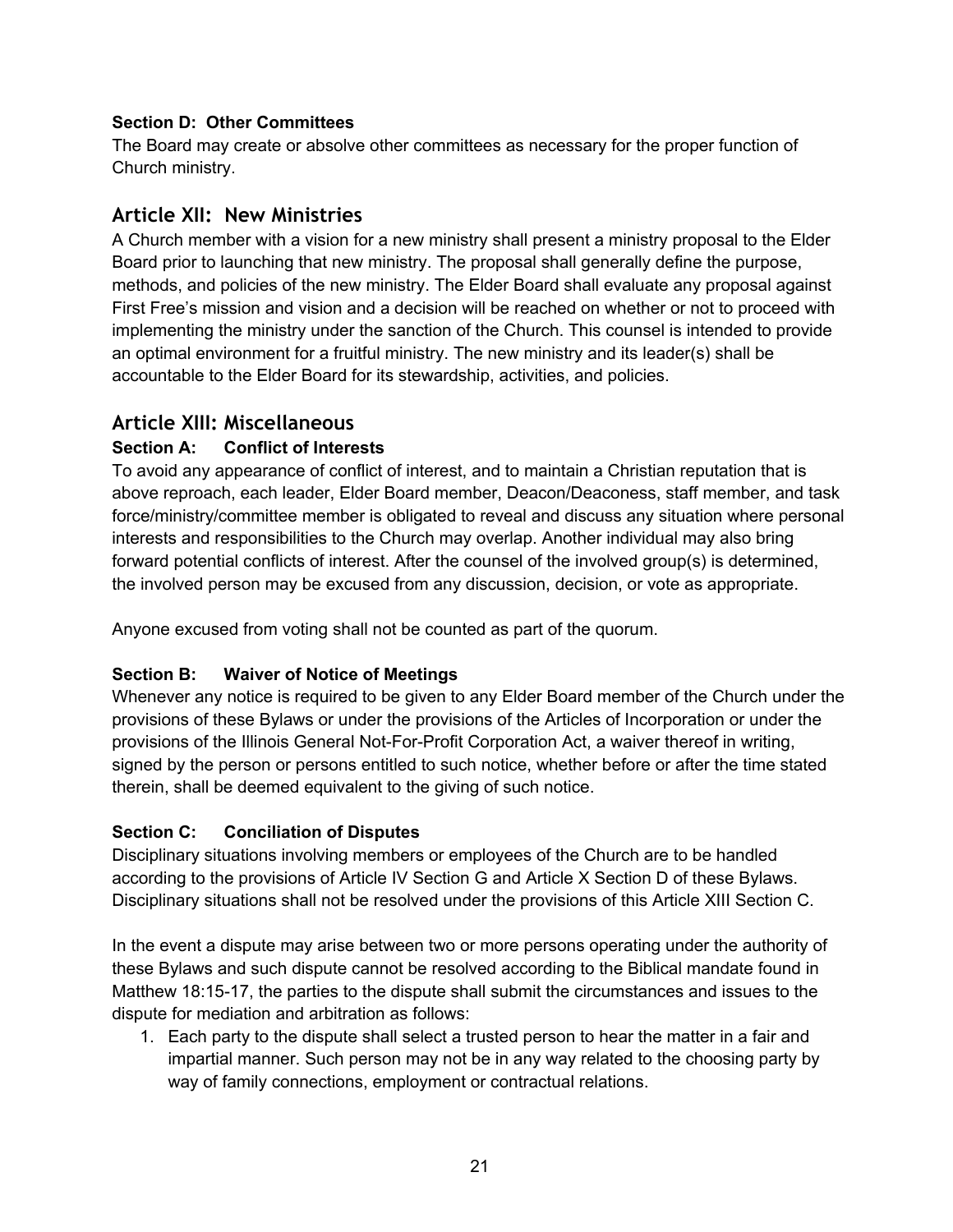### Section D: Other Committees

The Board may create or absolve other committees as necessary for the proper function of Church ministry.

## Article XII: New Ministries

A Church member with a vision for a new ministry shall present a ministry proposal to the Elder Board prior to launching that new ministry. The proposal shall generally define the purpose, methods, and policies of the new ministry. The Elder Board shall evaluate any proposal against First Free's mission and vision and a decision will be reached on whether or not to proceed with implementing the ministry under the sanction of the Church. This counsel is intended to provide an optimal environment for a fruitful ministry. The new ministry and its leader(s) shall be accountable to the Elder Board for its stewardship, activities, and policies.

## Article XIII: Miscellaneous

### Section A: Conflict of Interests

To avoid any appearance of conflict of interest, and to maintain a Christian reputation that is above reproach, each leader, Elder Board member, Deacon/Deaconess, staff member, and task force/ministry/committee member is obligated to reveal and discuss any situation where personal interests and responsibilities to the Church may overlap. Another individual may also bring forward potential conflicts of interest. After the counsel of the involved group(s) is determined, the involved person may be excused from any discussion, decision, or vote as appropriate.

Anyone excused from voting shall not be counted as part of the quorum.

### Section B: Waiver of Notice of Meetings

Whenever any notice is required to be given to any Elder Board member of the Church under the provisions of these Bylaws or under the provisions of the Articles of Incorporation or under the provisions of the Illinois General Not-For-Profit Corporation Act, a waiver thereof in writing, signed by the person or persons entitled to such notice, whether before or after the time stated therein, shall be deemed equivalent to the giving of such notice.

### Section C: Conciliation of Disputes

Disciplinary situations involving members or employees of the Church are to be handled according to the provisions of Article IV Section G and Article X Section D of these Bylaws. Disciplinary situations shall not be resolved under the provisions of this Article XIII Section C.

In the event a dispute may arise between two or more persons operating under the authority of these Bylaws and such dispute cannot be resolved according to the Biblical mandate found in Matthew 18:15-17, the parties to the dispute shall submit the circumstances and issues to the dispute for mediation and arbitration as follows:

1. Each party to the dispute shall select a trusted person to hear the matter in a fair and impartial manner. Such person may not be in any way related to the choosing party by way of family connections, employment or contractual relations.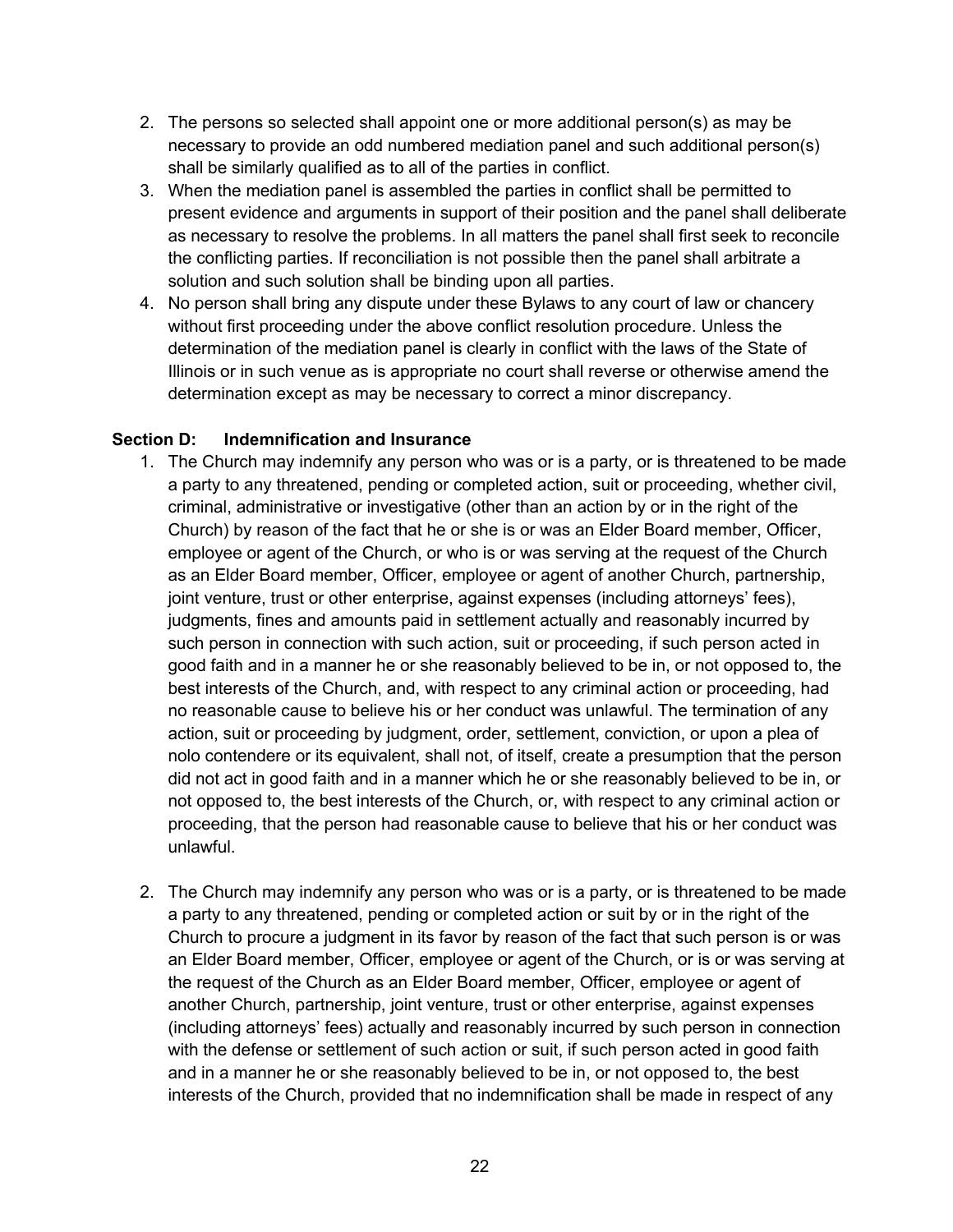2. The persons so selected shall appoint one or more additional person(s) as may be necessary to provide an odd numbered mediation panel and such additional person(s) shall be similarly qualified as to all of the parties in conflict.
3. When the mediation panel is assembled the parties in conflict shall be permitted to present evidence and arguments in support of their position and the panel shall deliberate as necessary to resolve the problems. In all matters the panel shall first seek to reconcile the conflicting parties. If reconciliation is not possible then the panel shall arbitrate a solution and such solution shall be binding upon all parties.
4. No person shall bring any dispute under these Bylaws to any court of law or chancery without first proceeding under the above conflict resolution procedure. Unless the determination of the mediation panel is clearly in conflict with the laws of the State of Illinois or in such venue as is appropriate no court shall reverse or otherwise amend the determination except as may be necessary to correct a minor discrepancy.

**Section D: Indemnification and Insurance**

1. The Church may indemnify any person who was or is a party, or is threatened to be made a party to any threatened, pending or completed action, suit or proceeding, whether civil, criminal, administrative or investigative (other than an action by or in the right of the Church) by reason of the fact that he or she is or was an Elder Board member, Officer, employee or agent of the Church, or who is or was serving at the request of the Church as an Elder Board member, Officer, employee or agent of another Church, partnership, joint venture, trust or other enterprise, against expenses (including attorneys' fees), judgments, fines and amounts paid in settlement actually and reasonably incurred by such person in connection with such action, suit or proceeding, if such person acted in good faith and in a manner he or she reasonably believed to be in, or not opposed to, the best interests of the Church, and, with respect to any criminal action or proceeding, had no reasonable cause to believe his or her conduct was unlawful. The termination of any action, suit or proceeding by judgment, order, settlement, conviction, or upon a plea of nolo contendere or its equivalent, shall not, of itself, create a presumption that the person did not act in good faith and in a manner which he or she reasonably believed to be in, or not opposed to, the best interests of the Church, or, with respect to any criminal action or proceeding, that the person had reasonable cause to believe that his or her conduct was unlawful.

2. The Church may indemnify any person who was or is a party, or is threatened to be made a party to any threatened, pending or completed action or suit by or in the right of the Church to procure a judgment in its favor by reason of the fact that such person is or was an Elder Board member, Officer, employee or agent of the Church, or is or was serving at the request of the Church as an Elder Board member, Officer, employee or agent of another Church, partnership, joint venture, trust or other enterprise, against expenses (including attorneys' fees) actually and reasonably incurred by such person in connection with the defense or settlement of such action or suit, if such person acted in good faith and in a manner he or she reasonably believed to be in, or not opposed to, the best interests of the Church, provided that no indemnification shall be made in respect of any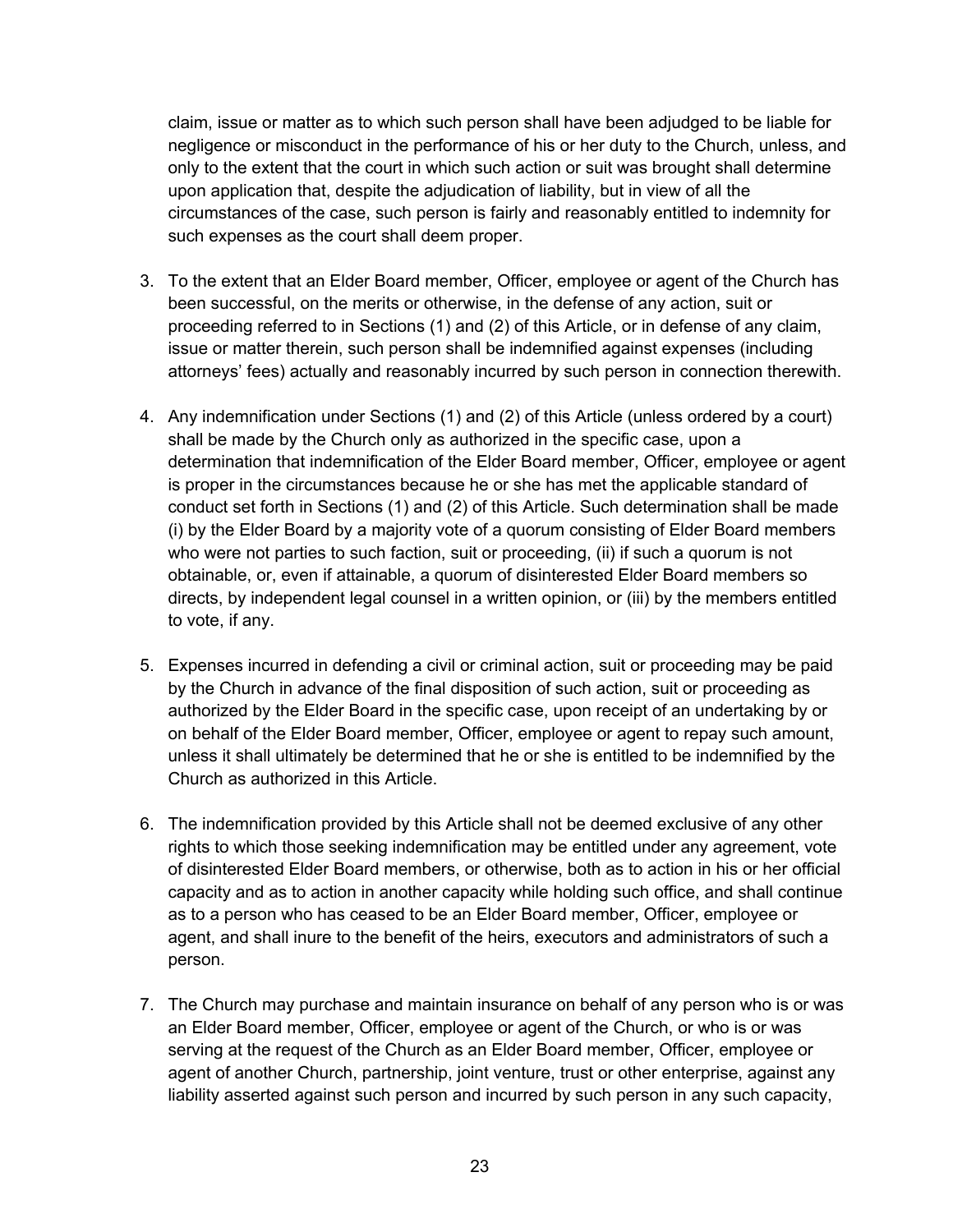claim, issue or matter as to which such person shall have been adjudged to be liable for negligence or misconduct in the performance of his or her duty to the Church, unless, and only to the extent that the court in which such action or suit was brought shall determine upon application that, despite the adjudication of liability, but in view of all the circumstances of the case, such person is fairly and reasonably entitled to indemnity for such expenses as the court shall deem proper.

3. To the extent that an Elder Board member, Officer, employee or agent of the Church has been successful, on the merits or otherwise, in the defense of any action, suit or proceeding referred to in Sections (1) and (2) of this Article, or in defense of any claim, issue or matter therein, such person shall be indemnified against expenses (including attorneys' fees) actually and reasonably incurred by such person in connection therewith.

4. Any indemnification under Sections (1) and (2) of this Article (unless ordered by a court) shall be made by the Church only as authorized in the specific case, upon a determination that indemnification of the Elder Board member, Officer, employee or agent is proper in the circumstances because he or she has met the applicable standard of conduct set forth in Sections (1) and (2) of this Article. Such determination shall be made (i) by the Elder Board by a majority vote of a quorum consisting of Elder Board members who were not parties to such faction, suit or proceeding, (ii) if such a quorum is not obtainable, or, even if attainable, a quorum of disinterested Elder Board members so directs, by independent legal counsel in a written opinion, or (iii) by the members entitled to vote, if any.

5. Expenses incurred in defending a civil or criminal action, suit or proceeding may be paid by the Church in advance of the final disposition of such action, suit or proceeding as authorized by the Elder Board in the specific case, upon receipt of an undertaking by or on behalf of the Elder Board member, Officer, employee or agent to repay such amount, unless it shall ultimately be determined that he or she is entitled to be indemnified by the Church as authorized in this Article.

6. The indemnification provided by this Article shall not be deemed exclusive of any other rights to which those seeking indemnification may be entitled under any agreement, vote of disinterested Elder Board members, or otherwise, both as to action in his or her official capacity and as to action in another capacity while holding such office, and shall continue as to a person who has ceased to be an Elder Board member, Officer, employee or agent, and shall inure to the benefit of the heirs, executors and administrators of such a person.

7. The Church may purchase and maintain insurance on behalf of any person who is or was an Elder Board member, Officer, employee or agent of the Church, or who is or was serving at the request of the Church as an Elder Board member, Officer, employee or agent of another Church, partnership, joint venture, trust or other enterprise, against any liability asserted against such person and incurred by such person in any such capacity,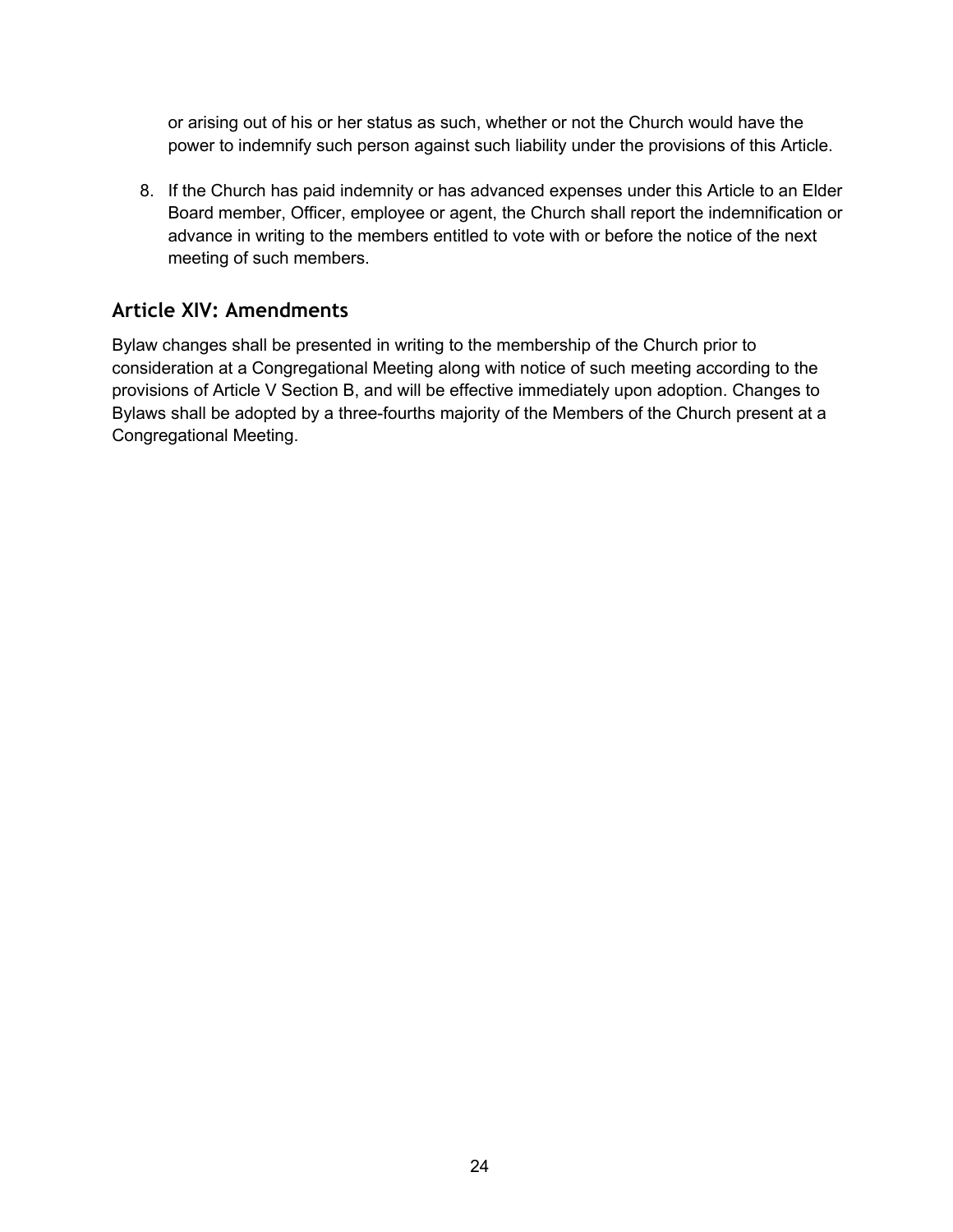or arising out of his or her status as such, whether or not the Church would have the power to indemnify such person against such liability under the provisions of this Article.

8. If the Church has paid indemnity or has advanced expenses under this Article to an Elder Board member, Officer, employee or agent, the Church shall report the indemnification or advance in writing to the members entitled to vote with or before the notice of the next meeting of such members.

## Article XIV: Amendments

Bylaw changes shall be presented in writing to the membership of the Church prior to consideration at a Congregational Meeting along with notice of such meeting according to the provisions of Article V Section B, and will be effective immediately upon adoption. Changes to Bylaws shall be adopted by a three-fourths majority of the Members of the Church present at a Congregational Meeting.